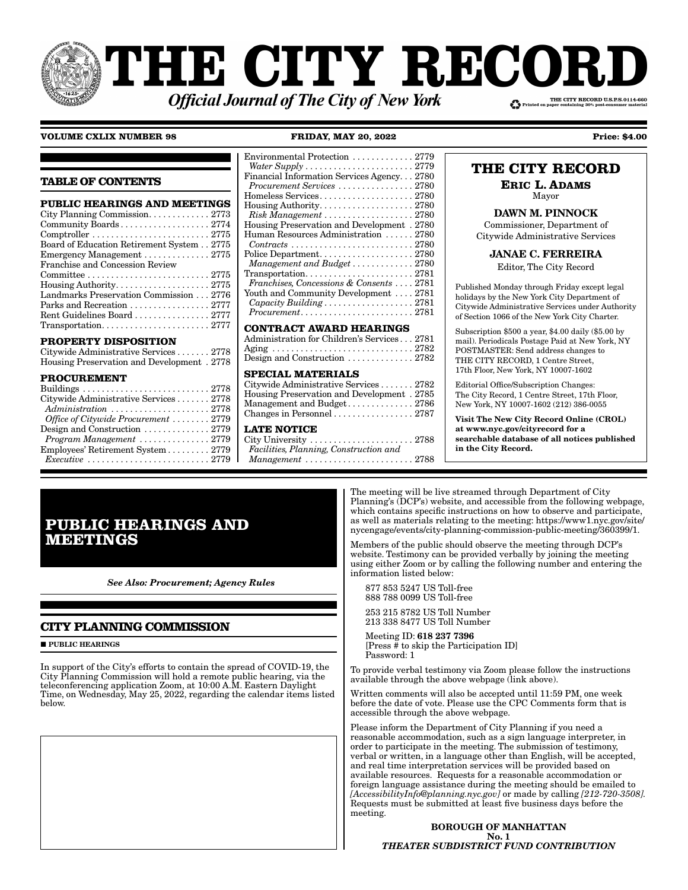# THE CITY RECORD

***Official Journal of The City of New York***

THE CITY RECORD U.S.P.S.0114-660
Printed on paper containing 30% post-consumer material

**VOLUME CXLIX NUMBER 98** **FRIDAY, MAY 20, 2022** **Price: $4.00**

## TABLE OF CONTENTS

**PUBLIC HEARINGS AND MEETINGS**

City Planning Commission . . . . . . . . . . . . . 2773
Community Boards . . . . . . . . . . . . . . . . . . 2774
Comptroller . . . . . . . . . . . . . . . . . . . . . . . . . 2775
Board of Education Retirement System . . 2775
Emergency Management . . . . . . . . . . . . . 2775
Franchise and Concession Review Committee . . . . . . . . . . . . . . . . . . . . . . . . . 2775
Housing Authority . . . . . . . . . . . . . . . . . . . 2775
Landmarks Preservation Commission . . . 2776
Parks and Recreation . . . . . . . . . . . . . . . . 2777
Rent Guidelines Board . . . . . . . . . . . . . . . 2777
Transportation . . . . . . . . . . . . . . . . . . . . . . 2777

**PROPERTY DISPOSITION**

Citywide Administrative Services . . . . . . . 2778
Housing Preservation and Development . 2778

**PROCUREMENT**

Buildings . . . . . . . . . . . . . . . . . . . . . . . . . . 2778
Citywide Administrative Services . . . . . . . 2778
*Administration* . . . . . . . . . . . . . . . . . . . . 2778
*Office of Citywide Procurement* . . . . . . . . 2779
Design and Construction . . . . . . . . . . . . . 2779
*Program Management* . . . . . . . . . . . . . . 2779
Employees' Retirement System . . . . . . . . . 2779
*Executive* . . . . . . . . . . . . . . . . . . . . . . . . . 2779
Environmental Protection . . . . . . . . . . . . . 2779
*Water Supply* . . . . . . . . . . . . . . . . . . . . . . 2779
Financial Information Services Agency . . . 2780
*Procurement Services* . . . . . . . . . . . . . . . 2780
Homeless Services . . . . . . . . . . . . . . . . . . . 2780
Housing Authority . . . . . . . . . . . . . . . . . . . 2780
*Risk Management* . . . . . . . . . . . . . . . . . . 2780
Housing Preservation and Development . 2780
Human Resources Administration . . . . . . 2780
*Contracts* . . . . . . . . . . . . . . . . . . . . . . . . . 2780
Police Department . . . . . . . . . . . . . . . . . . . 2780
*Management and Budget* . . . . . . . . . . . . 2780
Transportation . . . . . . . . . . . . . . . . . . . . . . 2781
*Franchises, Concessions & Consents* . . . . 2781
Youth and Community Development . . . . 2781
*Capacity Building* . . . . . . . . . . . . . . . . . . 2781
*Procurement* . . . . . . . . . . . . . . . . . . . . . . . 2781

**CONTRACT AWARD HEARINGS**

Administration for Children's Services . . . 2781
Aging . . . . . . . . . . . . . . . . . . . . . . . . . . . . . 2782
Design and Construction . . . . . . . . . . . . . 2782

**SPECIAL MATERIALS**

Citywide Administrative Services . . . . . . . 2782
Housing Preservation and Development . 2785
Management and Budget . . . . . . . . . . . . . 2786
Changes in Personnel . . . . . . . . . . . . . . . . 2787

**LATE NOTICE**

City University . . . . . . . . . . . . . . . . . . . . . 2788
*Facilities, Planning, Construction and Management* . . . . . . . . . . . . . . . . . . . . . . . 2788

## THE CITY RECORD

**ERIC L. ADAMS**
Mayor

**DAWN M. PINNOCK**
Commissioner, Department of Citywide Administrative Services

**JANAE C. FERREIRA**
Editor, The City Record

Published Monday through Friday except legal holidays by the New York City Department of Citywide Administrative Services under Authority of Section 1066 of the New York City Charter.

Subscription $500 a year, $4.00 daily ($5.00 by mail). Periodicals Postage Paid at New York, NY POSTMASTER: Send address changes to THE CITY RECORD, 1 Centre Street, 17th Floor, New York, NY 10007-1602

Editorial Office/Subscription Changes: The City Record, 1 Centre Street, 17th Floor, New York, NY 10007-1602 (212) 386-0055

**Visit The New City Record Online (CROL) at www.nyc.gov/cityrecord for a searchable database of all notices published in the City Record.**

# PUBLIC HEARINGS AND MEETINGS

***See Also: Procurement; Agency Rules***

## CITY PLANNING COMMISSION

■ **PUBLIC HEARINGS**

In support of the City's efforts to contain the spread of COVID-19, the City Planning Commission will hold a remote public hearing, via the teleconferencing application Zoom, at 10:00 A.M. Eastern Daylight Time, on Wednesday, May 25, 2022, regarding the calendar items listed below.

The meeting will be live streamed through Department of City Planning's (DCP's) website, and accessible from the following webpage, which contains specific instructions on how to observe and participate, as well as materials relating to the meeting: https://www1.nyc.gov/site/nycengage/events/city-planning-commission-public-meeting/360399/1.

Members of the public should observe the meeting through DCP's website. Testimony can be provided verbally by joining the meeting using either Zoom or by calling the following number and entering the information listed below:

877 853 5247 US Toll-free
888 788 0099 US Toll-free

253 215 8782 US Toll Number
213 338 8477 US Toll Number

Meeting ID: **618 237 7396**
[Press # to skip the Participation ID]
Password: 1

To provide verbal testimony via Zoom please follow the instructions available through the above webpage (link above).

Written comments will also be accepted until 11:59 PM, one week before the date of vote. Please use the CPC Comments form that is accessible through the above webpage.

Please inform the Department of City Planning if you need a reasonable accommodation, such as a sign language interpreter, in order to participate in the meeting. The submission of testimony, verbal or written, in a language other than English, will be accepted, and real time interpretation services will be provided based on available resources. Requests for a reasonable accommodation or foreign language assistance during the meeting should be emailed to *[AccessibilityInfo@planning.nyc.gov]* or made by calling *[212-720-3508].* Requests must be submitted at least five business days before the meeting.

**BOROUGH OF MANHATTAN**
**No. 1**
***THEATER SUBDISTRICT FUND CONTRIBUTION***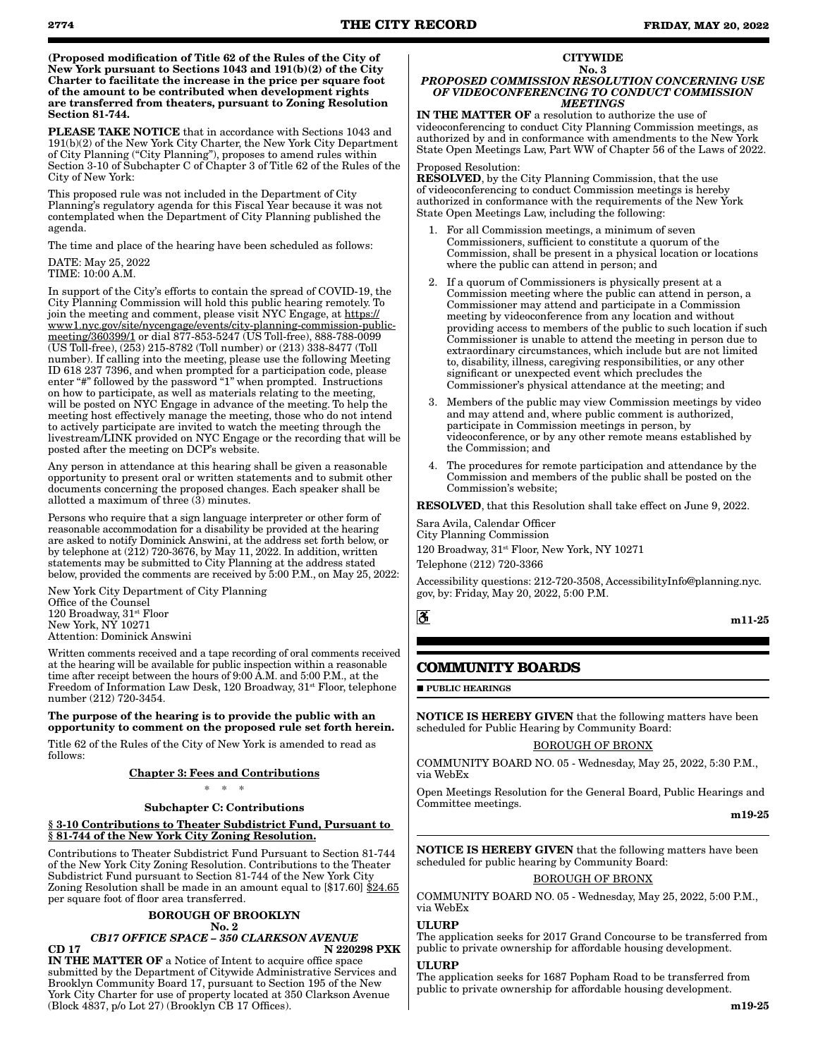**(Proposed modification of Title 62 of the Rules of the City of New York pursuant to Sections 1043 and 191(b)(2) of the City Charter to facilitate the increase in the price per square foot of the amount to be contributed when development rights are transferred from theaters, pursuant to Zoning Resolution Section 81-744.**

**PLEASE TAKE NOTICE** that in accordance with Sections 1043 and 191(b)(2) of the New York City Charter, the New York City Department of City Planning ("City Planning"), proposes to amend rules within Section 3-10 of Subchapter C of Chapter 3 of Title 62 of the Rules of the City of New York:

This proposed rule was not included in the Department of City Planning's regulatory agenda for this Fiscal Year because it was not contemplated when the Department of City Planning published the agenda.

The time and place of the hearing have been scheduled as follows:

DATE: May 25, 2022
TIME: 10:00 A.M.

In support of the City's efforts to contain the spread of COVID-19, the City Planning Commission will hold this public hearing remotely. To join the meeting and comment, please visit NYC Engage, at https://www1.nyc.gov/site/nycengage/events/city-planning-commission-public-meeting/360399/1 or dial 877-853-5247 (US Toll-free), 888-788-0099 (US Toll-free), (253) 215-8782 (Toll number) or (213) 338-8477 (Toll number). If calling into the meeting, please use the following Meeting ID 618 237 7396, and when prompted for a participation code, please enter "#" followed by the password "1" when prompted. Instructions on how to participate, as well as materials relating to the meeting, will be posted on NYC Engage in advance of the meeting. To help the meeting host effectively manage the meeting, those who do not intend to actively participate are invited to watch the meeting through the livestream/LINK provided on NYC Engage or the recording that will be posted after the meeting on DCP's website.

Any person in attendance at this hearing shall be given a reasonable opportunity to present oral or written statements and to submit other documents concerning the proposed changes. Each speaker shall be allotted a maximum of three (3) minutes.

Persons who require that a sign language interpreter or other form of reasonable accommodation for a disability be provided at the hearing are asked to notify Dominick Answini, at the address set forth below, or by telephone at (212) 720-3676, by May 11, 2022. In addition, written statements may be submitted to City Planning at the address stated below, provided the comments are received by 5:00 P.M., on May 25, 2022:

New York City Department of City Planning
Office of the Counsel
120 Broadway, 31st Floor
New York, NY 10271
Attention: Dominick Answini

Written comments received and a tape recording of oral comments received at the hearing will be available for public inspection within a reasonable time after receipt between the hours of 9:00 A.M. and 5:00 P.M., at the Freedom of Information Law Desk, 120 Broadway, 31st Floor, telephone number (212) 720-3454.

**The purpose of the hearing is to provide the public with an opportunity to comment on the proposed rule set forth herein.**

Title 62 of the Rules of the City of New York is amended to read as follows:

**Chapter 3: Fees and Contributions**

\* \* \*

**Subchapter C: Contributions**

**§ 3-10 Contributions to Theater Subdistrict Fund, Pursuant to § 81-744 of the New York City Zoning Resolution.**

Contributions to Theater Subdistrict Fund Pursuant to Section 81-744 of the New York City Zoning Resolution. Contributions to the Theater Subdistrict Fund pursuant to Section 81-744 of the New York City Zoning Resolution shall be made in an amount equal to [$17.60] $24.65 per square foot of floor area transferred.

**BOROUGH OF BROOKLYN**
**No. 2**
***CB17 OFFICE SPACE – 350 CLARKSON AVENUE***
**CD 17** **N 220298 PXK**

**IN THE MATTER OF** a Notice of Intent to acquire office space submitted by the Department of Citywide Administrative Services and Brooklyn Community Board 17, pursuant to Section 195 of the New York City Charter for use of property located at 350 Clarkson Avenue (Block 4837, p/o Lot 27) (Brooklyn CB 17 Offices).

**CITYWIDE**
**No. 3**
***PROPOSED COMMISSION RESOLUTION CONCERNING USE OF VIDEOCONFERENCING TO CONDUCT COMMISSION MEETINGS***

**IN THE MATTER OF** a resolution to authorize the use of videoconferencing to conduct City Planning Commission meetings, as authorized by and in conformance with amendments to the New York State Open Meetings Law, Part WW of Chapter 56 of the Laws of 2022.

Proposed Resolution:
**RESOLVED**, by the City Planning Commission, that the use of videoconferencing to conduct Commission meetings is hereby authorized in conformance with the requirements of the New York State Open Meetings Law, including the following:

1. For all Commission meetings, a minimum of seven Commissioners, sufficient to constitute a quorum of the Commission, shall be present in a physical location or locations where the public can attend in person; and
2. If a quorum of Commissioners is physically present at a Commission meeting where the public can attend in person, a Commissioner may attend and participate in a Commission meeting by videoconference from any location and without providing access to members of the public to such location if such Commissioner is unable to attend the meeting in person due to extraordinary circumstances, which include but are not limited to, disability, illness, caregiving responsibilities, or any other significant or unexpected event which precludes the Commissioner's physical attendance at the meeting; and
3. Members of the public may view Commission meetings by video and may attend and, where public comment is authorized, participate in Commission meetings in person, by videoconference, or by any other remote means established by the Commission; and
4. The procedures for remote participation and attendance by the Commission and members of the public shall be posted on the Commission's website;

**RESOLVED**, that this Resolution shall take effect on June 9, 2022.

Sara Avila, Calendar Officer
City Planning Commission
120 Broadway, 31st Floor, New York, NY 10271
Telephone (212) 720-3366

Accessibility questions: 212-720-3508, AccessibilityInfo@planning.nyc.gov, by: Friday, May 20, 2022, 5:00 P.M.

**m11-25**

## COMMUNITY BOARDS

■ **PUBLIC HEARINGS**

**NOTICE IS HEREBY GIVEN** that the following matters have been scheduled for Public Hearing by Community Board:

BOROUGH OF BRONX

COMMUNITY BOARD NO. 05 - Wednesday, May 25, 2022, 5:30 P.M., via WebEx

Open Meetings Resolution for the General Board, Public Hearings and Committee meetings.

**m19-25**

**NOTICE IS HEREBY GIVEN** that the following matters have been scheduled for public hearing by Community Board:

BOROUGH OF BRONX

COMMUNITY BOARD NO. 05 - Wednesday, May 25, 2022, 5:00 P.M., via WebEx

**ULURP**
The application seeks for 2017 Grand Concourse to be transferred from public to private ownership for affordable housing development.

**ULURP**
The application seeks for 1687 Popham Road to be transferred from public to private ownership for affordable housing development.

**m19-25**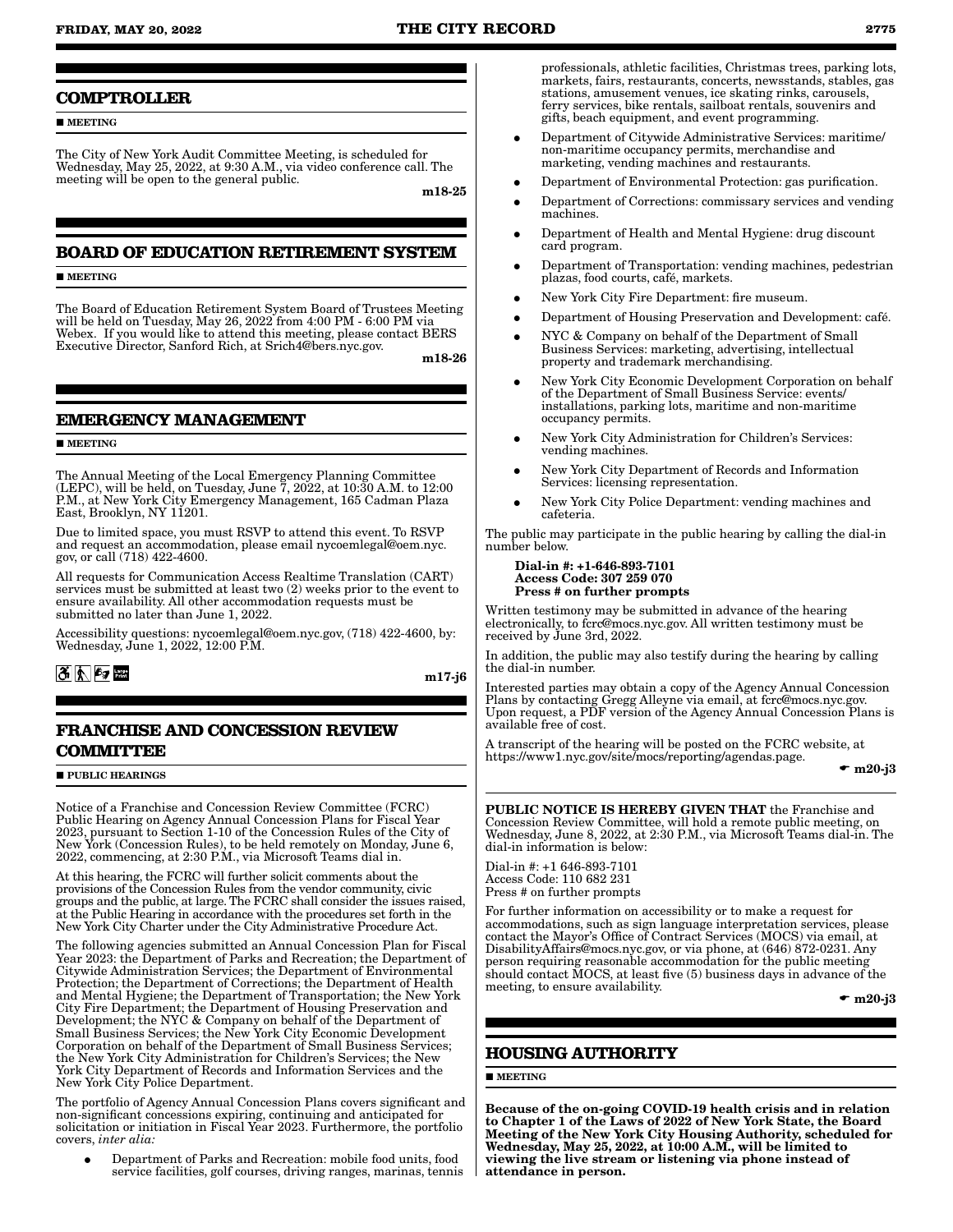## COMPTROLLER

■ **MEETING**

The City of New York Audit Committee Meeting, is scheduled for Wednesday, May 25, 2022, at 9:30 A.M., via video conference call. The meeting will be open to the general public.

**m18-25**

## BOARD OF EDUCATION RETIREMENT SYSTEM

■ **MEETING**

The Board of Education Retirement System Board of Trustees Meeting will be held on Tuesday, May 26, 2022 from 4:00 PM - 6:00 PM via Webex. If you would like to attend this meeting, please contact BERS Executive Director, Sanford Rich, at Srich4@bers.nyc.gov.

**m18-26**

## EMERGENCY MANAGEMENT

■ **MEETING**

The Annual Meeting of the Local Emergency Planning Committee (LEPC), will be held, on Tuesday, June 7, 2022, at 10:30 A.M. to 12:00 P.M., at New York City Emergency Management, 165 Cadman Plaza East, Brooklyn, NY 11201.

Due to limited space, you must RSVP to attend this event. To RSVP and request an accommodation, please email nycoemlegal@oem.nyc.gov, or call (718) 422-4600.

All requests for Communication Access Realtime Translation (CART) services must be submitted at least two (2) weeks prior to the event to ensure availability. All other accommodation requests must be submitted no later than June 1, 2022.

Accessibility questions: nycoemlegal@oem.nyc.gov, (718) 422-4600, by: Wednesday, June 1, 2022, 12:00 P.M.

**m17-j6**

## FRANCHISE AND CONCESSION REVIEW COMMITTEE

■ **PUBLIC HEARINGS**

Notice of a Franchise and Concession Review Committee (FCRC) Public Hearing on Agency Annual Concession Plans for Fiscal Year 2023, pursuant to Section 1-10 of the Concession Rules of the City of New York (Concession Rules), to be held remotely on Monday, June 6, 2022, commencing, at 2:30 P.M., via Microsoft Teams dial in.

At this hearing, the FCRC will further solicit comments about the provisions of the Concession Rules from the vendor community, civic groups and the public, at large. The FCRC shall consider the issues raised, at the Public Hearing in accordance with the procedures set forth in the New York City Charter under the City Administrative Procedure Act.

The following agencies submitted an Annual Concession Plan for Fiscal Year 2023: the Department of Parks and Recreation; the Department of Citywide Administration Services; the Department of Environmental Protection; the Department of Corrections; the Department of Health and Mental Hygiene; the Department of Transportation; the New York City Fire Department; the Department of Housing Preservation and Development; the NYC & Company on behalf of the Department of Small Business Services; the New York City Economic Development Corporation on behalf of the Department of Small Business Services; the New York City Administration for Children's Services; the New York City Department of Records and Information Services and the New York City Police Department.

The portfolio of Agency Annual Concession Plans covers significant and non-significant concessions expiring, continuing and anticipated for solicitation or initiation in Fiscal Year 2023. Furthermore, the portfolio covers, *inter alia:*

- Department of Parks and Recreation: mobile food units, food service facilities, golf courses, driving ranges, marinas, tennis professionals, athletic facilities, Christmas trees, parking lots, markets, fairs, restaurants, concerts, newsstands, stables, gas stations, amusement venues, ice skating rinks, carousels, ferry services, bike rentals, sailboat rentals, souvenirs and gifts, beach equipment, and event programming.
- Department of Citywide Administrative Services: maritime/non-maritime occupancy permits, merchandise and marketing, vending machines and restaurants.
- Department of Environmental Protection: gas purification.
- Department of Corrections: commissary services and vending machines.
- Department of Health and Mental Hygiene: drug discount card program.
- Department of Transportation: vending machines, pedestrian plazas, food courts, café, markets.
- New York City Fire Department: fire museum.
- Department of Housing Preservation and Development: café.
- NYC & Company on behalf of the Department of Small Business Services: marketing, advertising, intellectual property and trademark merchandising.
- New York City Economic Development Corporation on behalf of the Department of Small Business Service: events/installations, parking lots, maritime and non-maritime occupancy permits.
- New York City Administration for Children's Services: vending machines.
- New York City Department of Records and Information Services: licensing representation.
- New York City Police Department: vending machines and cafeteria.

The public may participate in the public hearing by calling the dial-in number below.

**Dial-in #: +1-646-893-7101**
**Access Code: 307 259 070**
**Press # on further prompts**

Written testimony may be submitted in advance of the hearing electronically, to fcrc@mocs.nyc.gov. All written testimony must be received by June 3rd, 2022.

In addition, the public may also testify during the hearing by calling the dial-in number.

Interested parties may obtain a copy of the Agency Annual Concession Plans by contacting Gregg Alleyne via email, at fcrc@mocs.nyc.gov. Upon request, a PDF version of the Agency Annual Concession Plans is available free of cost.

A transcript of the hearing will be posted on the FCRC website, at https://www1.nyc.gov/site/mocs/reporting/agendas.page.

**☛ m20-j3**

**PUBLIC NOTICE IS HEREBY GIVEN THAT** the Franchise and Concession Review Committee, will hold a remote public meeting, on Wednesday, June 8, 2022, at 2:30 P.M., via Microsoft Teams dial-in. The dial-in information is below:

Dial-in #: +1 646-893-7101
Access Code: 110 682 231
Press # on further prompts

For further information on accessibility or to make a request for accommodations, such as sign language interpretation services, please contact the Mayor's Office of Contract Services (MOCS) via email, at DisabilityAffairs@mocs.nyc.gov, or via phone, at (646) 872-0231. Any person requiring reasonable accommodation for the public meeting should contact MOCS, at least five (5) business days in advance of the meeting, to ensure availability.

**☛ m20-j3**

## HOUSING AUTHORITY

■ **MEETING**

**Because of the on-going COVID-19 health crisis and in relation to Chapter 1 of the Laws of 2022 of New York State, the Board Meeting of the New York City Housing Authority, scheduled for Wednesday, May 25, 2022, at 10:00 A.M., will be limited to viewing the live stream or listening via phone instead of attendance in person.**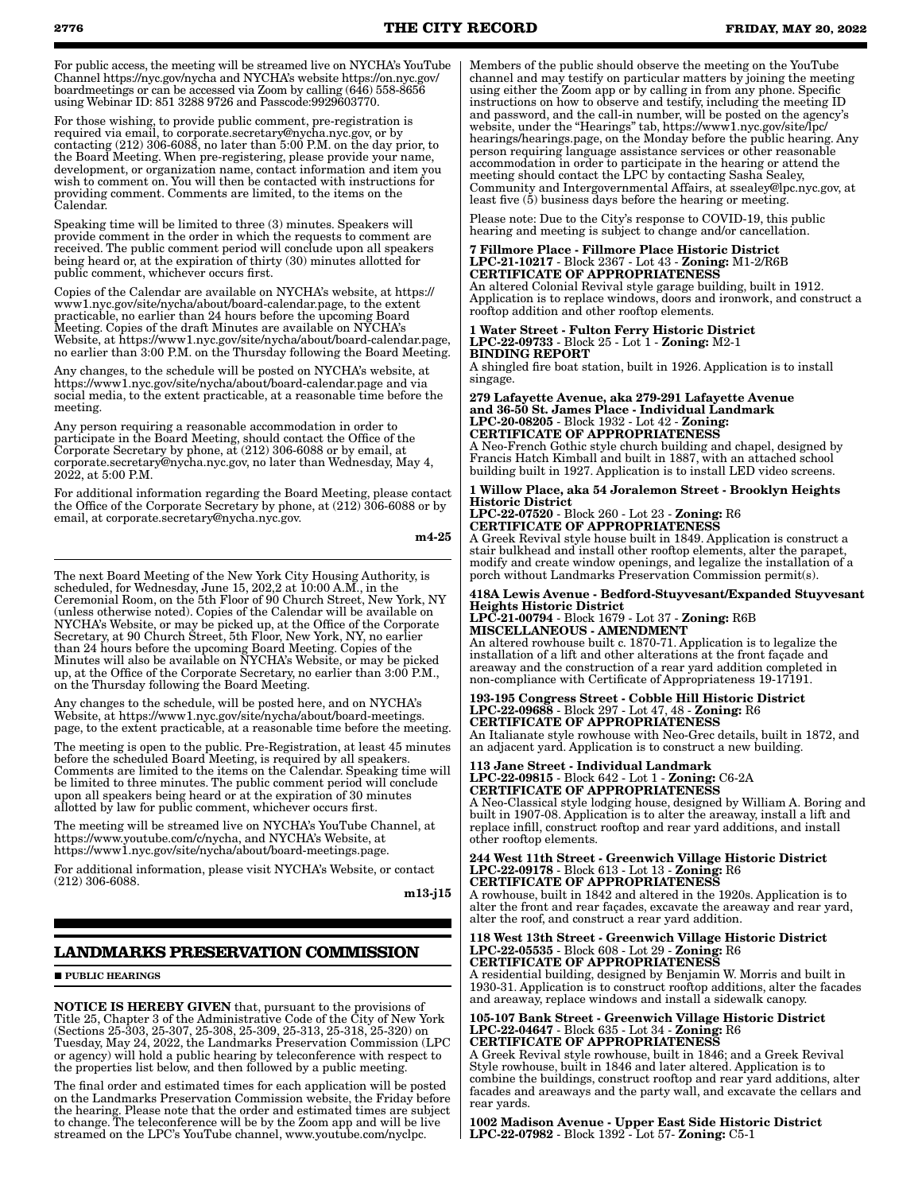For public access, the meeting will be streamed live on NYCHA's YouTube Channel https://nyc.gov/nycha and NYCHA's website https://on.nyc.gov/boardmeetings or can be accessed via Zoom by calling (646) 558-8656 using Webinar ID: 851 3288 9726 and Passcode:9929603770.

For those wishing, to provide public comment, pre-registration is required via email, to corporate.secretary@nycha.nyc.gov, or by contacting (212) 306-6088, no later than 5:00 P.M. on the day prior, to the Board Meeting. When pre-registering, please provide your name, development, or organization name, contact information and item you wish to comment on. You will then be contacted with instructions for providing comment. Comments are limited, to the items on the Calendar.

Speaking time will be limited to three (3) minutes. Speakers will provide comment in the order in which the requests to comment are received. The public comment period will conclude upon all speakers being heard or, at the expiration of thirty (30) minutes allotted for public comment, whichever occurs first.

Copies of the Calendar are available on NYCHA's website, at https://www1.nyc.gov/site/nycha/about/board-calendar.page, to the extent practicable, no earlier than 24 hours before the upcoming Board Meeting. Copies of the draft Minutes are available on NYCHA's Website, at https://www1.nyc.gov/site/nycha/about/board-calendar.page, no earlier than 3:00 P.M. on the Thursday following the Board Meeting.

Any changes, to the schedule will be posted on NYCHA's website, at https://www1.nyc.gov/site/nycha/about/board-calendar.page and via social media, to the extent practicable, at a reasonable time before the meeting.

Any person requiring a reasonable accommodation in order to participate in the Board Meeting, should contact the Office of the Corporate Secretary by phone, at (212) 306-6088 or by email, at corporate.secretary@nycha.nyc.gov, no later than Wednesday, May 4, 2022, at 5:00 P.M.

For additional information regarding the Board Meeting, please contact the Office of the Corporate Secretary by phone, at (212) 306-6088 or by email, at corporate.secretary@nycha.nyc.gov.

m4-25

---

The next Board Meeting of the New York City Housing Authority, is scheduled, for Wednesday, June 15, 202,2 at 10:00 A.M., in the Ceremonial Room, on the 5th Floor of 90 Church Street, New York, NY (unless otherwise noted). Copies of the Calendar will be available on NYCHA's Website, or may be picked up, at the Office of the Corporate Secretary, at 90 Church Street, 5th Floor, New York, NY, no earlier than 24 hours before the upcoming Board Meeting. Copies of the Minutes will also be available on NYCHA's Website, or may be picked up, at the Office of the Corporate Secretary, no earlier than 3:00 P.M., on the Thursday following the Board Meeting.

Any changes to the schedule, will be posted here, and on NYCHA's Website, at https://www1.nyc.gov/site/nycha/about/board-meetings.page, to the extent practicable, at a reasonable time before the meeting.

The meeting is open to the public. Pre-Registration, at least 45 minutes before the scheduled Board Meeting, is required by all speakers. Comments are limited to the items on the Calendar. Speaking time will be limited to three minutes. The public comment period will conclude upon all speakers being heard or at the expiration of 30 minutes allotted by law for public comment, whichever occurs first.

The meeting will be streamed live on NYCHA's YouTube Channel, at https://www.youtube.com/c/nycha, and NYCHA's Website, at https://www1.nyc.gov/site/nycha/about/board-meetings.page.

For additional information, please visit NYCHA's Website, or contact (212) 306-6088.

m13-j15

## LANDMARKS PRESERVATION COMMISSION

■ **PUBLIC HEARINGS**

**NOTICE IS HEREBY GIVEN** that, pursuant to the provisions of Title 25, Chapter 3 of the Administrative Code of the City of New York (Sections 25-303, 25-307, 25-308, 25-309, 25-313, 25-318, 25-320) on Tuesday, May 24, 2022, the Landmarks Preservation Commission (LPC or agency) will hold a public hearing by teleconference with respect to the properties list below, and then followed by a public meeting.

The final order and estimated times for each application will be posted on the Landmarks Preservation Commission website, the Friday before the hearing. Please note that the order and estimated times are subject to change. The teleconference will be by the Zoom app and will be live streamed on the LPC's YouTube channel, www.youtube.com/nyclpc. Members of the public should observe the meeting on the YouTube channel and may testify on particular matters by joining the meeting using either the Zoom app or by calling in from any phone. Specific instructions on how to observe and testify, including the meeting ID and password, and the call-in number, will be posted on the agency's website, under the "Hearings" tab, https://www1.nyc.gov/site/lpc/hearings/hearings.page, on the Monday before the public hearing. Any person requiring language assistance services or other reasonable accommodation in order to participate in the hearing or attend the meeting should contact the LPC by contacting Sasha Sealey, Community and Intergovernmental Affairs, at ssealey@lpc.nyc.gov, at least five (5) business days before the hearing or meeting.

Please note: Due to the City's response to COVID-19, this public hearing and meeting is subject to change and/or cancellation.

**7 Fillmore Place - Fillmore Place Historic District**
**LPC-21-10217** - Block 2367 - Lot 43 - **Zoning:** M1-2/R6B
**CERTIFICATE OF APPROPRIATENESS**
An altered Colonial Revival style garage building, built in 1912. Application is to replace windows, doors and ironwork, and construct a rooftop addition and other rooftop elements.

**1 Water Street - Fulton Ferry Historic District**
**LPC-22-09733** - Block 25 - Lot 1 - **Zoning:** M2-1
**BINDING REPORT**
A shingled fire boat station, built in 1926. Application is to install singage.

**279 Lafayette Avenue, aka 279-291 Lafayette Avenue and 36-50 St. James Place - Individual Landmark**
**LPC-20-08205** - Block 1932 - Lot 42 - **Zoning:**
**CERTIFICATE OF APPROPRIATENESS**
A Neo-French Gothic style church building and chapel, designed by Francis Hatch Kimball and built in 1887, with an attached school building built in 1927. Application is to install LED video screens.

**1 Willow Place, aka 54 Joralemon Street - Brooklyn Heights Historic District**
**LPC-22-07520** - Block 260 - Lot 23 - **Zoning:** R6
**CERTIFICATE OF APPROPRIATENESS**
A Greek Revival style house built in 1849. Application is construct a stair bulkhead and install other rooftop elements, alter the parapet, modify and create window openings, and legalize the installation of a porch without Landmarks Preservation Commission permit(s).

**418A Lewis Avenue - Bedford-Stuyvesant/Expanded Stuyvesant Heights Historic District**
**LPC-21-00794** - Block 1679 - Lot 37 - **Zoning:** R6B
**MISCELLANEOUS - AMENDMENT**
An altered rowhouse built c. 1870-71. Application is to legalize the installation of a lift and other alterations at the front façade and areaway and the construction of a rear yard addition completed in non-compliance with Certificate of Appropriateness 19-17191.

**193-195 Congress Street - Cobble Hill Historic District**
**LPC-22-09688** - Block 297 - Lot 47, 48 - **Zoning:** R6
**CERTIFICATE OF APPROPRIATENESS**
An Italianate style rowhouse with Neo-Grec details, built in 1872, and an adjacent yard. Application is to construct a new building.

**113 Jane Street - Individual Landmark**
**LPC-22-09815** - Block 642 - Lot 1 - **Zoning:** C6-2A
**CERTIFICATE OF APPROPRIATENESS**
A Neo-Classical style lodging house, designed by William A. Boring and built in 1907-08. Application is to alter the areaway, install a lift and replace infill, construct rooftop and rear yard additions, and install other rooftop elements.

**244 West 11th Street - Greenwich Village Historic District**
**LPC-22-09178** - Block 613 - Lot 13 - **Zoning:** R6
**CERTIFICATE OF APPROPRIATENESS**
A rowhouse, built in 1842 and altered in the 1920s. Application is to alter the front and rear façades, excavate the areaway and rear yard, alter the roof, and construct a rear yard addition.

**118 West 13th Street - Greenwich Village Historic District**
**LPC-22-05535** - Block 608 - Lot 29 - **Zoning:** R6
**CERTIFICATE OF APPROPRIATENESS**
A residential building, designed by Benjamin W. Morris and built in 1930-31. Application is to construct rooftop additions, alter the facades and areaway, replace windows and install a sidewalk canopy.

**105-107 Bank Street - Greenwich Village Historic District**
**LPC-22-04647** - Block 635 - Lot 34 - **Zoning:** R6
**CERTIFICATE OF APPROPRIATENESS**
A Greek Revival style rowhouse, built in 1846; and a Greek Revival Style rowhouse, built in 1846 and later altered. Application is to combine the buildings, construct rooftop and rear yard additions, alter facades and areaways and the party wall, and excavate the cellars and rear yards.

**1002 Madison Avenue - Upper East Side Historic District**
**LPC-22-07982** - Block 1392 - Lot 57- **Zoning:** C5-1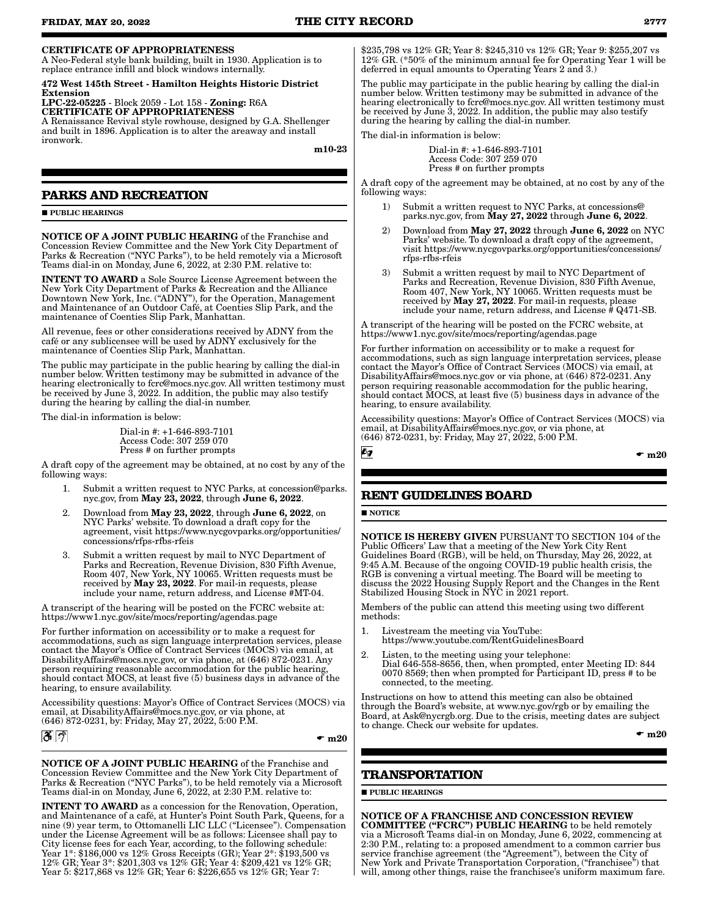**CERTIFICATE OF APPROPRIATENESS**
A Neo-Federal style bank building, built in 1930. Application is to replace entrance infill and block windows internally.

**472 West 145th Street - Hamilton Heights Historic District Extension**
**LPC-22-05225** - Block 2059 - Lot 158 - **Zoning:** R6A
**CERTIFICATE OF APPROPRIATENESS**
A Renaissance Revival style rowhouse, designed by G.A. Shellenger and built in 1896. Application is to alter the areaway and install ironwork.

m10-23

## PARKS AND RECREATION

■ **PUBLIC HEARINGS**

**NOTICE OF A JOINT PUBLIC HEARING** of the Franchise and Concession Review Committee and the New York City Department of Parks & Recreation ("NYC Parks"), to be held remotely via a Microsoft Teams dial-in on Monday, June 6, 2022, at 2:30 P.M. relative to:

**INTENT TO AWARD** a Sole Source License Agreement between the New York City Department of Parks & Recreation and the Alliance Downtown New York, Inc. ("ADNY"), for the Operation, Management and Maintenance of an Outdoor Café, at Coenties Slip Park, and the maintenance of Coenties Slip Park, Manhattan.

All revenue, fees or other considerations received by ADNY from the café or any sublicensee will be used by ADNY exclusively for the maintenance of Coenties Slip Park, Manhattan.

The public may participate in the public hearing by calling the dial-in number below. Written testimony may be submitted in advance of the hearing electronically to fcrc@mocs.nyc.gov. All written testimony must be received by June 3, 2022. In addition, the public may also testify during the hearing by calling the dial-in number.

The dial-in information is below:

Dial-in #: +1-646-893-7101
Access Code: 307 259 070
Press # on further prompts

A draft copy of the agreement may be obtained, at no cost by any of the following ways:

1. Submit a written request to NYC Parks, at concession@parks.nyc.gov, from **May 23, 2022**, through **June 6, 2022**.
2. Download from **May 23, 2022**, through **June 6, 2022**, on NYC Parks' website. To download a draft copy for the agreement, visit https://www.nycgovparks.org/opportunities/concessions/rfps-rfbs-rfeis
3. Submit a written request by mail to NYC Department of Parks and Recreation, Revenue Division, 830 Fifth Avenue, Room 407, New York, NY 10065. Written requests must be received by **May 23, 2022**. For mail-in requests, please include your name, return address, and License #MT-04.

A transcript of the hearing will be posted on the FCRC website at: https://www1.nyc.gov/site/mocs/reporting/agendas.page

For further information on accessibility or to make a request for accommodations, such as sign language interpretation services, please contact the Mayor's Office of Contract Services (MOCS) via email, at DisabilityAffairs@mocs.nyc.gov, or via phone, at (646) 872-0231. Any person requiring reasonable accommodation for the public hearing, should contact MOCS, at least five (5) business days in advance of the hearing, to ensure availability.

Accessibility questions: Mayor's Office of Contract Services (MOCS) via email, at DisabilityAffairs@mocs.nyc.gov, or via phone, at (646) 872-0231, by: Friday, May 27, 2022, 5:00 P.M.

m20

**NOTICE OF A JOINT PUBLIC HEARING** of the Franchise and Concession Review Committee and the New York City Department of Parks & Recreation ("NYC Parks"), to be held remotely via a Microsoft Teams dial-in on Monday, June 6, 2022, at 2:30 P.M. relative to:

**INTENT TO AWARD** as a concession for the Renovation, Operation, and Maintenance of a café, at Hunter's Point South Park, Queens, for a nine (9) year term, to Ottomanelli LIC LLC ("Licensee"). Compensation under the License Agreement will be as follows: Licensee shall pay to City license fees for each Year, according, to the following schedule: Year 1*: $186,000 vs 12% Gross Receipts (GR); Year 2*: $193,500 vs 12% GR; Year 3*: $201,303 vs 12% GR; Year 4: $209,421 vs 12% GR; Year 5: $217,868 vs 12% GR; Year 6: $226,655 vs 12% GR; Year 7: $235,798 vs 12% GR; Year 8: $245,310 vs 12% GR; Year 9: $255,207 vs 12% GR. (*50% of the minimum annual fee for Operating Year 1 will be deferred in equal amounts to Operating Years 2 and 3.)

The public may participate in the public hearing by calling the dial-in number below. Written testimony may be submitted in advance of the hearing electronically to fcrc@mocs.nyc.gov. All written testimony must be received by June 3, 2022. In addition, the public may also testify during the hearing by calling the dial-in number.

The dial-in information is below:

Dial-in #: +1-646-893-7101
Access Code: 307 259 070
Press # on further prompts

A draft copy of the agreement may be obtained, at no cost by any of the following ways:

1) Submit a written request to NYC Parks, at concessions@parks.nyc.gov, from **May 27, 2022** through **June 6, 2022**.
2) Download from **May 27, 2022** through **June 6, 2022** on NYC Parks' website. To download a draft copy of the agreement, visit https://www.nycgovparks.org/opportunities/concessions/rfps-rfbs-rfeis
3) Submit a written request by mail to NYC Department of Parks and Recreation, Revenue Division, 830 Fifth Avenue, Room 407, New York, NY 10065. Written requests must be received by **May 27, 2022**. For mail-in requests, please include your name, return address, and License # Q471-SB.

A transcript of the hearing will be posted on the FCRC website, at https://www1.nyc.gov/site/mocs/reporting/agendas.page

For further information on accessibility or to make a request for accommodations, such as sign language interpretation services, please contact the Mayor's Office of Contract Services (MOCS) via email, at DisabilityAffairs@mocs.nyc.gov or via phone, at (646) 872-0231. Any person requiring reasonable accommodation for the public hearing, should contact MOCS, at least five (5) business days in advance of the hearing, to ensure availability.

Accessibility questions: Mayor's Office of Contract Services (MOCS) via email, at DisabilityAffairs@mocs.nyc.gov, or via phone, at (646) 872-0231, by: Friday, May 27, 2022, 5:00 P.M.

m20

## RENT GUIDELINES BOARD

■ **NOTICE**

**NOTICE IS HEREBY GIVEN** PURSUANT TO SECTION 104 of the Public Officers' Law that a meeting of the New York City Rent Guidelines Board (RGB), will be held, on Thursday, May 26, 2022, at 9:45 A.M. Because of the ongoing COVID-19 public health crisis, the RGB is convening a virtual meeting. The Board will be meeting to discuss the 2022 Housing Supply Report and the Changes in the Rent Stabilized Housing Stock in NYC in 2021 report.

Members of the public can attend this meeting using two different methods:

1. Livestream the meeting via YouTube: https://www.youtube.com/RentGuidelinesBoard
2. Listen, to the meeting using your telephone: Dial 646-558-8656, then, when prompted, enter Meeting ID: 844 0070 8569; then when prompted for Participant ID, press # to be connected, to the meeting.

Instructions on how to attend this meeting can also be obtained through the Board's website, at www.nyc.gov/rgb or by emailing the Board, at Ask@nycrgb.org. Due to the crisis, meeting dates are subject to change. Check our website for updates.

m20

## TRANSPORTATION

■ **PUBLIC HEARINGS**

**NOTICE OF A FRANCHISE AND CONCESSION REVIEW COMMITTEE ("FCRC") PUBLIC HEARING** to be held remotely via a Microsoft Teams dial-in on Monday, June 6, 2022, commencing at 2:30 P.M., relating to: a proposed amendment to a common carrier bus service franchise agreement (the "Agreement"), between the City of New York and Private Transportation Corporation, ("franchisee") that will, among other things, raise the franchisee's uniform maximum fare.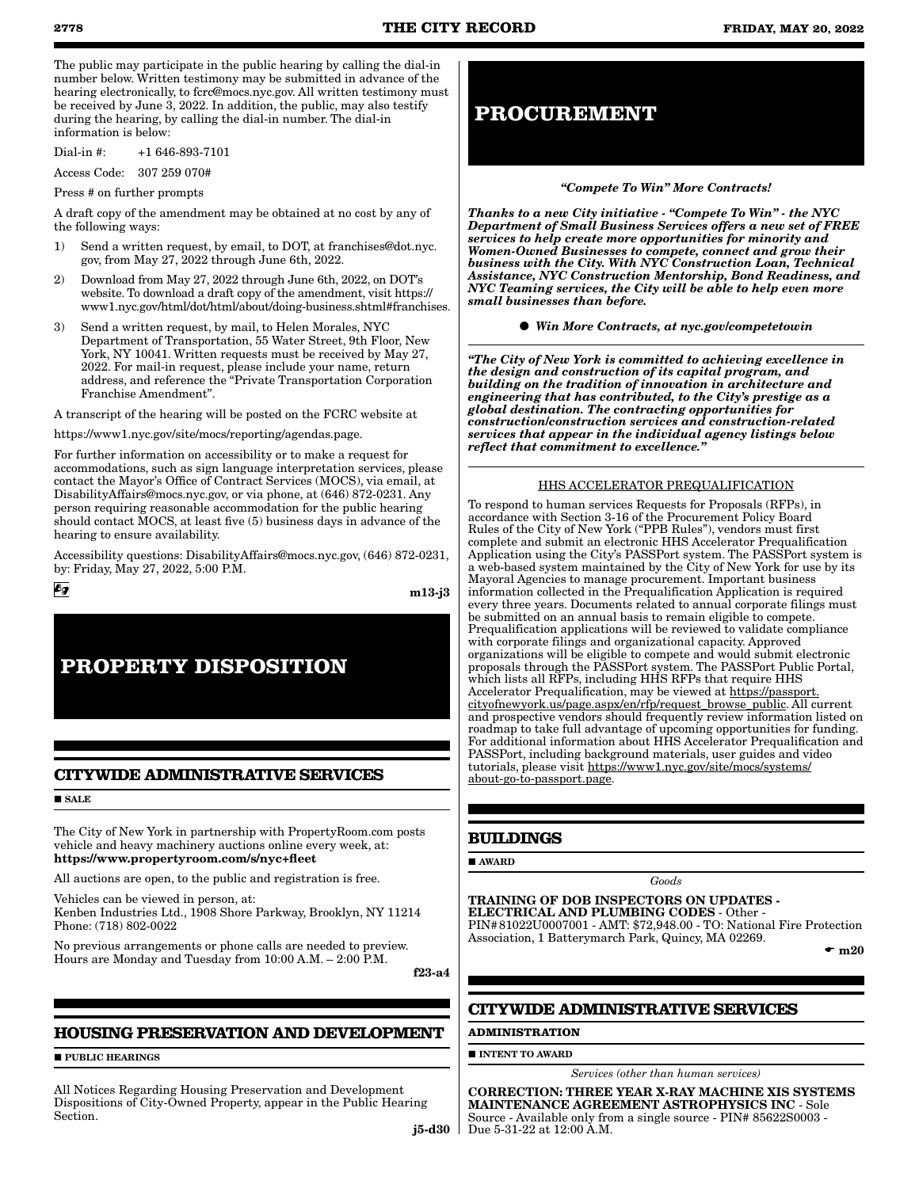The public may participate in the public hearing by calling the dial-in number below. Written testimony may be submitted in advance of the hearing electronically, to fcrc@mocs.nyc.gov. All written testimony must be received by June 3, 2022. In addition, the public, may also testify during the hearing, by calling the dial-in number. The dial-in information is below:

Dial-in #: +1 646-893-7101

Access Code: 307 259 070#

Press # on further prompts

A draft copy of the amendment may be obtained at no cost by any of the following ways:

1) Send a written request, by email, to DOT, at franchises@dot.nyc.gov, from May 27, 2022 through June 6th, 2022.
2) Download from May 27, 2022 through June 6th, 2022, on DOT's website. To download a draft copy of the amendment, visit https://www1.nyc.gov/html/dot/html/about/doing-business.shtml#franchises.
3) Send a written request, by mail, to Helen Morales, NYC Department of Transportation, 55 Water Street, 9th Floor, New York, NY 10041. Written requests must be received by May 27, 2022. For mail-in request, please include your name, return address, and reference the "Private Transportation Corporation Franchise Amendment".

A transcript of the hearing will be posted on the FCRC website at

https://www1.nyc.gov/site/mocs/reporting/agendas.page.

For further information on accessibility or to make a request for accommodations, such as sign language interpretation services, please contact the Mayor's Office of Contract Services (MOCS), via email, at DisabilityAffairs@mocs.nyc.gov, or via phone, at (646) 872-0231. Any person requiring reasonable accommodation for the public hearing should contact MOCS, at least five (5) business days in advance of the hearing to ensure availability.

Accessibility questions: DisabilityAffairs@mocs.nyc.gov, (646) 872-0231, by: Friday, May 27, 2022, 5:00 P.M.

m13-j3

# PROPERTY DISPOSITION

## CITYWIDE ADMINISTRATIVE SERVICES

■ SALE

The City of New York in partnership with PropertyRoom.com posts vehicle and heavy machinery auctions online every week, at: **https://www.propertyroom.com/s/nyc+fleet**

All auctions are open, to the public and registration is free.

Vehicles can be viewed in person, at:
Kenben Industries Ltd., 1908 Shore Parkway, Brooklyn, NY 11214
Phone: (718) 802-0022

No previous arrangements or phone calls are needed to preview. Hours are Monday and Tuesday from 10:00 A.M. – 2:00 P.M.

f23-a4

## HOUSING PRESERVATION AND DEVELOPMENT

■ PUBLIC HEARINGS

All Notices Regarding Housing Preservation and Development Dispositions of City-Owned Property, appear in the Public Hearing Section.

j5-d30

# PROCUREMENT

***"Compete To Win" More Contracts!***

***Thanks to a new City initiative - "Compete To Win" - the NYC Department of Small Business Services offers a new set of FREE services to help create more opportunities for minority and Women-Owned Businesses to compete, connect and grow their business with the City. With NYC Construction Loan, Technical Assistance, NYC Construction Mentorship, Bond Readiness, and NYC Teaming services, the City will be able to help even more small businesses than before.***

● ***Win More Contracts, at nyc.gov/competetowin***

***"The City of New York is committed to achieving excellence in the design and construction of its capital program, and building on the tradition of innovation in architecture and engineering that has contributed, to the City's prestige as a global destination. The contracting opportunities for construction/construction services and construction-related services that appear in the individual agency listings below reflect that commitment to excellence."***

HHS ACCELERATOR PREQUALIFICATION

To respond to human services Requests for Proposals (RFPs), in accordance with Section 3-16 of the Procurement Policy Board Rules of the City of New York ("PPB Rules"), vendors must first complete and submit an electronic HHS Accelerator Prequalification Application using the City's PASSPort system. The PASSPort system is a web-based system maintained by the City of New York for use by its Mayoral Agencies to manage procurement. Important business information collected in the Prequalification Application is required every three years. Documents related to annual corporate filings must be submitted on an annual basis to remain eligible to compete. Prequalification applications will be reviewed to validate compliance with corporate filings and organizational capacity. Approved organizations will be eligible to compete and would submit electronic proposals through the PASSPort system. The PASSPort Public Portal, which lists all RFPs, including HHS RFPs that require HHS Accelerator Prequalification, may be viewed at https://passport.cityofnewyork.us/page.aspx/en/rfp/request_browse_public. All current and prospective vendors should frequently review information listed on roadmap to take full advantage of upcoming opportunities for funding. For additional information about HHS Accelerator Prequalification and PASSPort, including background materials, user guides and video tutorials, please visit https://www1.nyc.gov/site/mocs/systems/about-go-to-passport.page.

## BUILDINGS

■ AWARD

*Goods*

**TRAINING OF DOB INSPECTORS ON UPDATES - ELECTRICAL AND PLUMBING CODES** - Other - PIN# 81022U0007001 - AMT: $72,948.00 - TO: National Fire Protection Association, 1 Batterymarch Park, Quincy, MA 02269.

m20

## CITYWIDE ADMINISTRATIVE SERVICES

**ADMINISTRATION**

■ INTENT TO AWARD

*Services (other than human services)*

**CORRECTION: THREE YEAR X-RAY MACHINE XIS SYSTEMS MAINTENANCE AGREEMENT ASTROPHYSICS INC** - Sole Source - Available only from a single source - PIN# 85622S0003 - Due 5-31-22 at 12:00 A.M.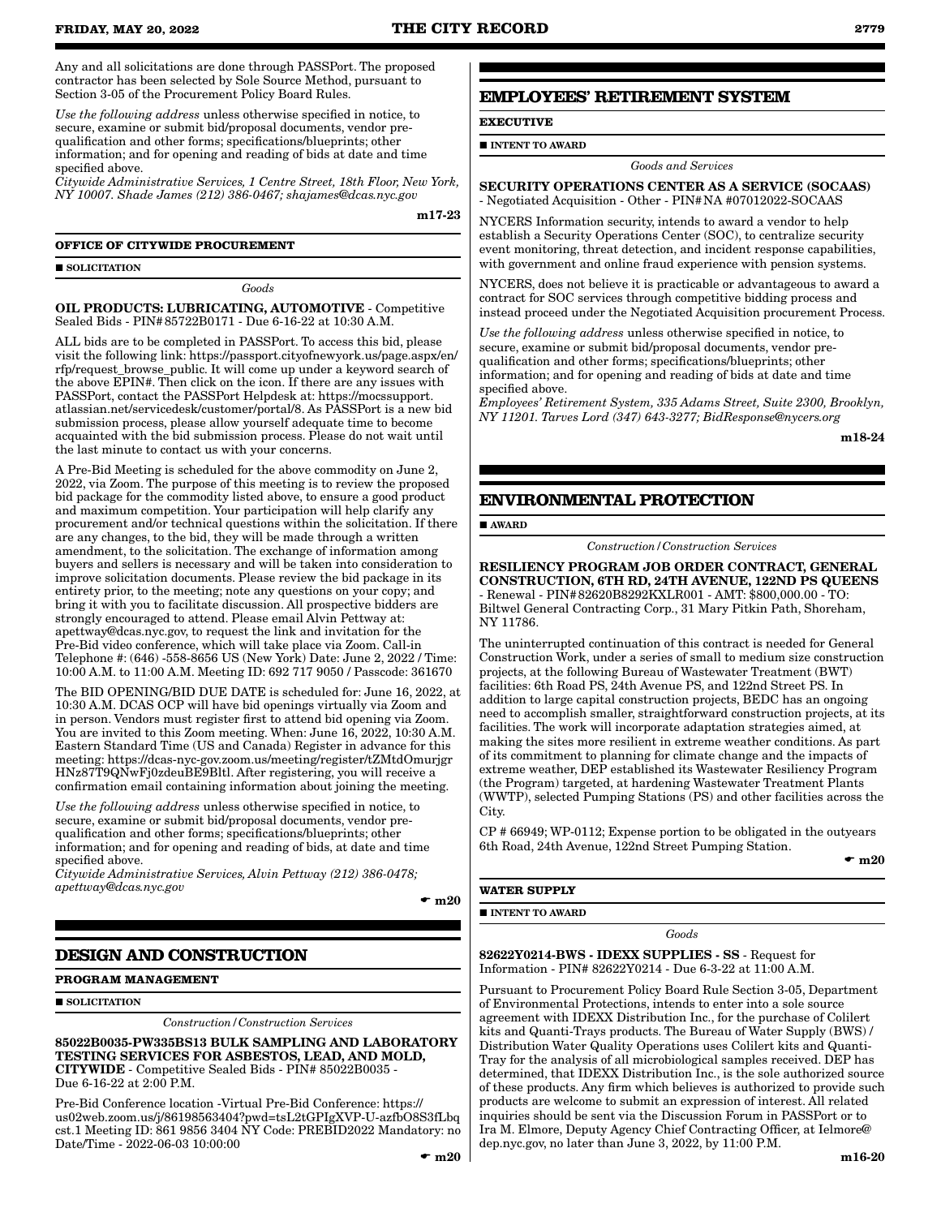Any and all solicitations are done through PASSPort. The proposed contractor has been selected by Sole Source Method, pursuant to Section 3-05 of the Procurement Policy Board Rules.

*Use the following address* unless otherwise specified in notice, to secure, examine or submit bid/proposal documents, vendor pre-qualification and other forms; specifications/blueprints; other information; and for opening and reading of bids at date and time specified above.
*Citywide Administrative Services, 1 Centre Street, 18th Floor, New York, NY 10007. Shade James (212) 386-0467; shajames@dcas.nyc.gov*

m17-23

### OFFICE OF CITYWIDE PROCUREMENT

■ **SOLICITATION**

*Goods*

**OIL PRODUCTS: LUBRICATING, AUTOMOTIVE** - Competitive Sealed Bids - PIN# 85722B0171 - Due 6-16-22 at 10:30 A.M.

ALL bids are to be completed in PASSPort. To access this bid, please visit the following link: https://passport.cityofnewyork.us/page.aspx/en/rfp/request_browse_public. It will come up under a keyword search of the above EPIN#. Then click on the icon. If there are any issues with PASSPort, contact the PASSPort Helpdesk at: https://mocssupport.atlassian.net/servicedesk/customer/portal/8. As PASSPort is a new bid submission process, please allow yourself adequate time to become acquainted with the bid submission process. Please do not wait until the last minute to contact us with your concerns.

A Pre-Bid Meeting is scheduled for the above commodity on June 2, 2022, via Zoom. The purpose of this meeting is to review the proposed bid package for the commodity listed above, to ensure a good product and maximum competition. Your participation will help clarify any procurement and/or technical questions within the solicitation. If there are any changes, to the bid, they will be made through a written amendment, to the solicitation. The exchange of information among buyers and sellers is necessary and will be taken into consideration to improve solicitation documents. Please review the bid package in its entirety prior, to the meeting; note any questions on your copy; and bring it with you to facilitate discussion. All prospective bidders are strongly encouraged to attend. Please email Alvin Pettway at: apettway@dcas.nyc.gov, to request the link and invitation for the Pre-Bid video conference, which will take place via Zoom. Call-in Telephone #: (646) -558-8656 US (New York) Date: June 2, 2022 / Time: 10:00 A.M. to 11:00 A.M. Meeting ID: 692 717 9050 / Passcode: 361670

The BID OPENING/BID DUE DATE is scheduled for: June 16, 2022, at 10:30 A.M. DCAS OCP will have bid openings virtually via Zoom and in person. Vendors must register first to attend bid opening via Zoom. You are invited to this Zoom meeting. When: June 16, 2022, 10:30 A.M. Eastern Standard Time (US and Canada) Register in advance for this meeting: https://dcas-nyc-gov.zoom.us/meeting/register/tZMtdOmurjgrHNz87T9QNwFj0zdeuBE9Bltl. After registering, you will receive a confirmation email containing information about joining the meeting.

*Use the following address* unless otherwise specified in notice, to secure, examine or submit bid/proposal documents, vendor pre-qualification and other forms; specifications/blueprints; other information; and for opening and reading of bids, at date and time specified above.
*Citywide Administrative Services, Alvin Pettway (212) 386-0478; apettway@dcas.nyc.gov*

☛ m20

## DESIGN AND CONSTRUCTION

### PROGRAM MANAGEMENT

■ **SOLICITATION**

*Construction/Construction Services*

**85022B0035-PW335BS13 BULK SAMPLING AND LABORATORY TESTING SERVICES FOR ASBESTOS, LEAD, AND MOLD, CITYWIDE** - Competitive Sealed Bids - PIN# 85022B0035 - Due 6-16-22 at 2:00 P.M.

Pre-Bid Conference location -Virtual Pre-Bid Conference: https://us02web.zoom.us/j/86198563404?pwd=tsL2tGPIgXVP-U-azfbO8S3fLbqcst.1 Meeting ID: 861 9856 3404 NY Code: PREBID2022 Mandatory: no Date/Time - 2022-06-03 10:00:00

☛ m20

## EMPLOYEES' RETIREMENT SYSTEM

### EXECUTIVE

■ **INTENT TO AWARD**

*Goods and Services*

**SECURITY OPERATIONS CENTER AS A SERVICE (SOCAAS)** - Negotiated Acquisition - Other - PIN#NA #07012022-SOCAAS

NYCERS Information security, intends to award a vendor to help establish a Security Operations Center (SOC), to centralize security event monitoring, threat detection, and incident response capabilities, with government and online fraud experience with pension systems.

NYCERS, does not believe it is practicable or advantageous to award a contract for SOC services through competitive bidding process and instead proceed under the Negotiated Acquisition procurement Process.

*Use the following address* unless otherwise specified in notice, to secure, examine or submit bid/proposal documents, vendor pre-qualification and other forms; specifications/blueprints; other information; and for opening and reading of bids at date and time specified above.
*Employees' Retirement System, 335 Adams Street, Suite 2300, Brooklyn, NY 11201. Tarves Lord (347) 643-3277; BidResponse@nycers.org*

m18-24

## ENVIRONMENTAL PROTECTION

■ **AWARD**

*Construction/Construction Services*

**RESILIENCY PROGRAM JOB ORDER CONTRACT, GENERAL CONSTRUCTION, 6TH RD, 24TH AVENUE, 122ND PS QUEENS** - Renewal - PIN# 82620B8292KXLR001 - AMT: $800,000.00 - TO: Biltwel General Contracting Corp., 31 Mary Pitkin Path, Shoreham, NY 11786.

The uninterrupted continuation of this contract is needed for General Construction Work, under a series of small to medium size construction projects, at the following Bureau of Wastewater Treatment (BWT) facilities: 6th Road PS, 24th Avenue PS, and 122nd Street PS. In addition to large capital construction projects, BEDC has an ongoing need to accomplish smaller, straightforward construction projects, at its facilities. The work will incorporate adaptation strategies aimed, at making the sites more resilient in extreme weather conditions. As part of its commitment to planning for climate change and the impacts of extreme weather, DEP established its Wastewater Resiliency Program (the Program) targeted, at hardening Wastewater Treatment Plants (WWTP), selected Pumping Stations (PS) and other facilities across the City.

CP # 66949; WP-0112; Expense portion to be obligated in the outyears 6th Road, 24th Avenue, 122nd Street Pumping Station.

☛ m20

### WATER SUPPLY

■ **INTENT TO AWARD**

*Goods*

**82622Y0214-BWS - IDEXX SUPPLIES - SS** - Request for Information - PIN# 82622Y0214 - Due 6-3-22 at 11:00 A.M.

Pursuant to Procurement Policy Board Rule Section 3-05, Department of Environmental Protections, intends to enter into a sole source agreement with IDEXX Distribution Inc., for the purchase of Colilert kits and Quanti-Trays products. The Bureau of Water Supply (BWS) / Distribution Water Quality Operations uses Colilert kits and Quanti-Tray for the analysis of all microbiological samples received. DEP has determined, that IDEXX Distribution Inc., is the sole authorized source of these products. Any firm which believes is authorized to provide such products are welcome to submit an expression of interest. All related inquiries should be sent via the Discussion Forum in PASSPort or to Ira M. Elmore, Deputy Agency Chief Contracting Officer, at Ielmore@dep.nyc.gov, no later than June 3, 2022, by 11:00 P.M.

m16-20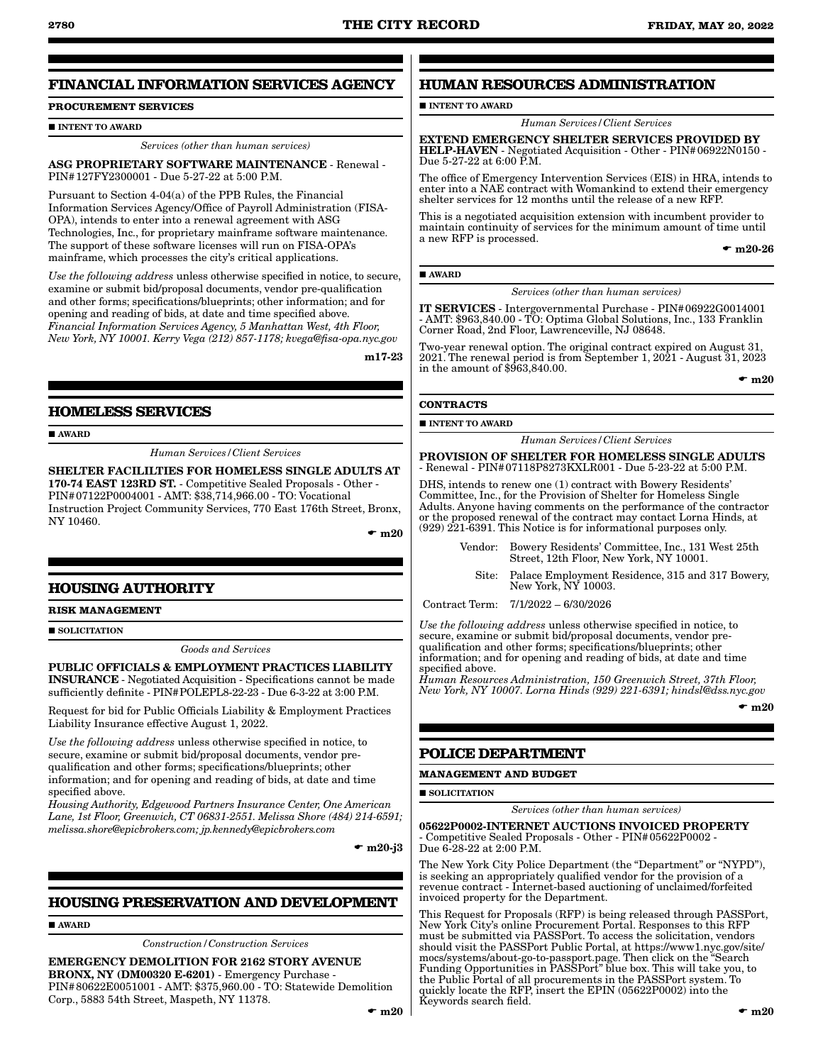## FINANCIAL INFORMATION SERVICES AGENCY

### PROCUREMENT SERVICES

■ INTENT TO AWARD

*Services (other than human services)*

**ASG PROPRIETARY SOFTWARE MAINTENANCE** - Renewal - PIN#127FY2300001 - Due 5-27-22 at 5:00 P.M.

Pursuant to Section 4-04(a) of the PPB Rules, the Financial Information Services Agency/Office of Payroll Administration (FISA-OPA), intends to enter into a renewal agreement with ASG Technologies, Inc., for proprietary mainframe software maintenance. The support of these software licenses will run on FISA-OPA's mainframe, which processes the city's critical applications.

*Use the following address* unless otherwise specified in notice, to secure, examine or submit bid/proposal documents, vendor pre-qualification and other forms; specifications/blueprints; other information; and for opening and reading of bids, at date and time specified above.
*Financial Information Services Agency, 5 Manhattan West, 4th Floor, New York, NY 10001. Kerry Vega (212) 857-1178; kvega@fisa-opa.nyc.gov*

m17-23

## HOMELESS SERVICES

■ AWARD

*Human Services/Client Services*

**SHELTER FACILILTIES FOR HOMELESS SINGLE ADULTS AT 170-74 EAST 123RD ST.** - Competitive Sealed Proposals - Other - PIN#07122P0004001 - AMT: $38,714,966.00 - TO: Vocational Instruction Project Community Services, 770 East 176th Street, Bronx, NY 10460.

☛ m20

## HOUSING AUTHORITY

### RISK MANAGEMENT

■ SOLICITATION

*Goods and Services*

**PUBLIC OFFICIALS & EMPLOYMENT PRACTICES LIABILITY INSURANCE** - Negotiated Acquisition - Specifications cannot be made sufficiently definite - PIN#POLEPL8-22-23 - Due 6-3-22 at 3:00 P.M.

Request for bid for Public Officials Liability & Employment Practices Liability Insurance effective August 1, 2022.

*Use the following address* unless otherwise specified in notice, to secure, examine or submit bid/proposal documents, vendor pre-qualification and other forms; specifications/blueprints; other information; and for opening and reading of bids, at date and time specified above.
*Housing Authority, Edgewood Partners Insurance Center, One American Lane, 1st Floor, Greenwich, CT 06831-2551. Melissa Shore (484) 214-6591; melissa.shore@epicbrokers.com; jp.kennedy@epicbrokers.com*

☛ m20-j3

## HOUSING PRESERVATION AND DEVELOPMENT

■ AWARD

*Construction/Construction Services*

**EMERGENCY DEMOLITION FOR 2162 STORY AVENUE BRONX, NY (DM00320 E-6201)** - Emergency Purchase - PIN#80622E0051001 - AMT: $375,960.00 - TO: Statewide Demolition Corp., 5883 54th Street, Maspeth, NY 11378.

☛ m20

## HUMAN RESOURCES ADMINISTRATION

■ INTENT TO AWARD

*Human Services/Client Services*

**EXTEND EMERGENCY SHELTER SERVICES PROVIDED BY HELP-HAVEN** - Negotiated Acquisition - Other - PIN#06922N0150 - Due 5-27-22 at 6:00 P.M.

The office of Emergency Intervention Services (EIS) in HRA, intends to enter into a NAE contract with Womankind to extend their emergency shelter services for 12 months until the release of a new RFP.

This is a negotiated acquisition extension with incumbent provider to maintain continuity of services for the minimum amount of time until a new RFP is processed.

☛ m20-26

■ AWARD

*Services (other than human services)*

**IT SERVICES** - Intergovernmental Purchase - PIN#06922G0014001 - AMT: $963,840.00 - TO: Optima Global Solutions, Inc., 133 Franklin Corner Road, 2nd Floor, Lawrenceville, NJ 08648.

Two-year renewal option. The original contract expired on August 31, 2021. The renewal period is from September 1, 2021 - August 31, 2023 in the amount of $963,840.00.

☛ m20

### CONTRACTS

■ INTENT TO AWARD

*Human Services/Client Services*

**PROVISION OF SHELTER FOR HOMELESS SINGLE ADULTS** - Renewal - PIN#07118P8273KXLR001 - Due 5-23-22 at 5:00 P.M.

DHS, intends to renew one (1) contract with Bowery Residents' Committee, Inc., for the Provision of Shelter for Homeless Single Adults. Anyone having comments on the performance of the contractor or the proposed renewal of the contract may contact Lorna Hinds, at (929) 221-6391. This Notice is for informational purposes only.

Vendor: Bowery Residents' Committee, Inc., 131 West 25th Street, 12th Floor, New York, NY 10001.

Site: Palace Employment Residence, 315 and 317 Bowery, New York, NY 10003.

Contract Term: 7/1/2022 – 6/30/2026

*Use the following address* unless otherwise specified in notice, to secure, examine or submit bid/proposal documents, vendor pre-qualification and other forms; specifications/blueprints; other information; and for opening and reading of bids, at date and time specified above.
*Human Resources Administration, 150 Greenwich Street, 37th Floor, New York, NY 10007. Lorna Hinds (929) 221-6391; hindsl@dss.nyc.gov*

☛ m20

## POLICE DEPARTMENT

### MANAGEMENT AND BUDGET

■ SOLICITATION

*Services (other than human services)*

**05622P0002-INTERNET AUCTIONS INVOICED PROPERTY** - Competitive Sealed Proposals - Other - PIN#05622P0002 - Due 6-28-22 at 2:00 P.M.

The New York City Police Department (the "Department" or "NYPD"), is seeking an appropriately qualified vendor for the provision of a revenue contract - Internet-based auctioning of unclaimed/forfeited invoiced property for the Department.

This Request for Proposals (RFP) is being released through PASSPort, New York City's online Procurement Portal. Responses to this RFP must be submitted via PASSPort. To access the solicitation, vendors should visit the PASSPort Public Portal, at https://www1.nyc.gov/site/mocs/systems/about-go-to-passport.page. Then click on the "Search Funding Opportunities in PASSPort" blue box. This will take you, to the Public Portal of all procurements in the PASSPort system. To quickly locate the RFP, insert the EPIN (05622P0002) into the Keywords search field.

☛ m20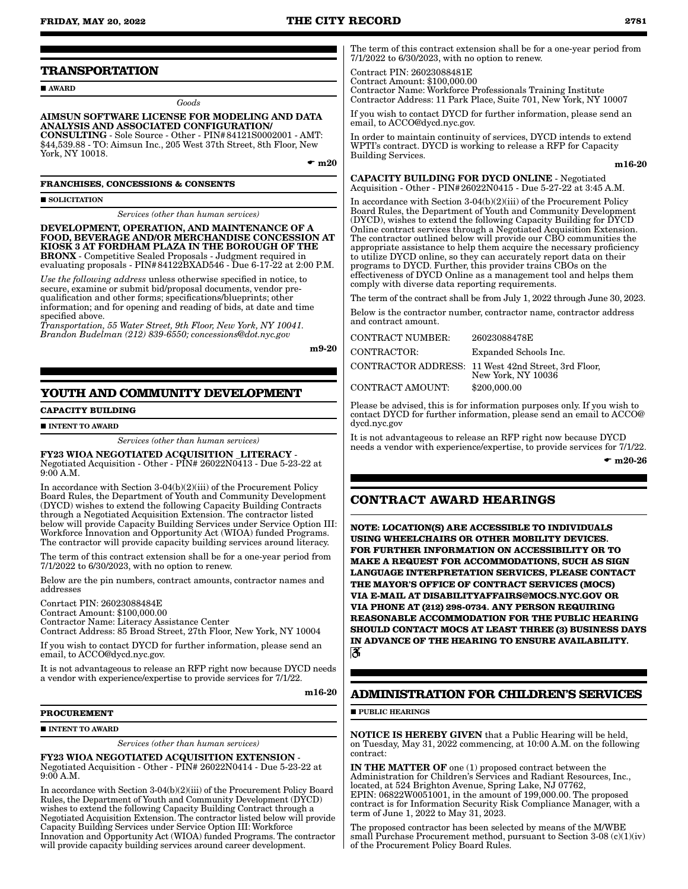## TRANSPORTATION

■ **AWARD**

*Goods*

**AIMSUN SOFTWARE LICENSE FOR MODELING AND DATA ANALYSIS AND ASSOCIATED CONFIGURATION/CONSULTING** - Sole Source - Other - PIN# 84121S0002001 - AMT: $44,539.88 - TO: Aimsun Inc., 205 West 37th Street, 8th Floor, New York, NY 10018.

☛ **m20**

### FRANCHISES, CONCESSIONS & CONSENTS

■ **SOLICITATION**

*Services (other than human services)*

**DEVELOPMENT, OPERATION, AND MAINTENANCE OF A FOOD, BEVERAGE AND/OR MERCHANDISE CONCESSION AT KIOSK 3 AT FORDHAM PLAZA IN THE BOROUGH OF THE BRONX** - Competitive Sealed Proposals - Judgment required in evaluating proposals - PIN# 84122BXAD546 - Due 6-17-22 at 2:00 P.M.

*Use the following address* unless otherwise specified in notice, to secure, examine or submit bid/proposal documents, vendor pre-qualification and other forms; specifications/blueprints; other information; and for opening and reading of bids, at date and time specified above.
*Transportation, 55 Water Street, 9th Floor, New York, NY 10041. Brandon Budelman (212) 839-6550; concessions@dot.nyc.gov*

**m9-20**

## YOUTH AND COMMUNITY DEVELOPMENT

### CAPACITY BUILDING

■ **INTENT TO AWARD**

*Services (other than human services)*

**FY23 WIOA NEGOTIATED ACQUISITION _LITERACY** - Negotiated Acquisition - Other - PIN# 26022N0413 - Due 5-23-22 at 9:00 A.M.

In accordance with Section 3-04(b)(2)(iii) of the Procurement Policy Board Rules, the Department of Youth and Community Development (DYCD) wishes to extend the following Capacity Building Contracts through a Negotiated Acquisition Extension. The contractor listed below will provide Capacity Building Services under Service Option III: Workforce Innovation and Opportunity Act (WIOA) funded Programs. The contractor will provide capacity building services around literacy.

The term of this contract extension shall be for a one-year period from 7/1/2022 to 6/30/2023, with no option to renew.

Below are the pin numbers, contract amounts, contractor names and addresses

Conrtact PIN: 26023088484E
Contract Amount: $100,000.00
Contractor Name: Literacy Assistance Center
Contract Address: 85 Broad Street, 27th Floor, New York, NY 10004

If you wish to contact DYCD for further information, please send an email, to ACCO@dycd.nyc.gov.

It is not advantageous to release an RFP right now because DYCD needs a vendor with experience/expertise to provide services for 7/1/22.

**m16-20**

### PROCUREMENT

■ **INTENT TO AWARD**

*Services (other than human services)*

**FY23 WIOA NEGOTIATED ACQUISITION EXTENSION** - Negotiated Acquisition - Other - PIN# 26022N0414 - Due 5-23-22 at 9:00 A.M.

In accordance with Section 3-04(b)(2)(iii) of the Procurement Policy Board Rules, the Department of Youth and Community Development (DYCD) wishes to extend the following Capacity Building Contract through a Negotiated Acquisition Extension. The contractor listed below will provide Capacity Building Services under Service Option III: Workforce Innovation and Opportunity Act (WIOA) funded Programs. The contractor will provide capacity building services around career development.

The term of this contract extension shall be for a one-year period from 7/1/2022 to 6/30/2023, with no option to renew.

Contract PIN: 26023088481E
Contract Amount: $100,000.00
Contractor Name: Workforce Professionals Training Institute
Contractor Address: 11 Park Place, Suite 701, New York, NY 10007

If you wish to contact DYCD for further information, please send an email, to ACCO@dycd.nyc.gov.

In order to maintain continuity of services, DYCD intends to extend WPTI's contract. DYCD is working to release a RFP for Capacity Building Services.

**m16-20**

**CAPACITY BUILDING FOR DYCD ONLINE** - Negotiated Acquisition - Other - PIN# 26022N0415 - Due 5-27-22 at 3:45 A.M.

In accordance with Section 3-04(b)(2)(iii) of the Procurement Policy Board Rules, the Department of Youth and Community Development (DYCD), wishes to extend the following Capacity Building for DYCD Online contract services through a Negotiated Acquisition Extension. The contractor outlined below will provide our CBO communities the appropriate assistance to help them acquire the necessary proficiency to utilize DYCD online, so they can accurately report data on their programs to DYCD. Further, this provider trains CBOs on the effectiveness of DYCD Online as a management tool and helps them comply with diverse data reporting requirements.

The term of the contract shall be from July 1, 2022 through June 30, 2023.

Below is the contractor number, contractor name, contractor address and contract amount.

| | |
|---|---|
| CONTRACT NUMBER: | 26023088478E |
| CONTRACTOR: | Expanded Schools Inc. |
| CONTRACTOR ADDRESS: | 11 West 42nd Street, 3rd Floor, New York, NY 10036 |
| CONTRACT AMOUNT: | $200,000.00 |

Please be advised, this is for information purposes only. If you wish to contact DYCD for further information, please send an email to ACCO@dycd.nyc.gov

It is not advantageous to release an RFP right now because DYCD needs a vendor with experience/expertise, to provide services for 7/1/22.

☛ **m20-26**

## CONTRACT AWARD HEARINGS

**NOTE: LOCATION(S) ARE ACCESSIBLE TO INDIVIDUALS USING WHEELCHAIRS OR OTHER MOBILITY DEVICES. FOR FURTHER INFORMATION ON ACCESSIBILITY OR TO MAKE A REQUEST FOR ACCOMMODATIONS, SUCH AS SIGN LANGUAGE INTERPRETATION SERVICES, PLEASE CONTACT THE MAYOR'S OFFICE OF CONTRACT SERVICES (MOCS) VIA E-MAIL AT DISABILITYAFFAIRS@MOCS.NYC.GOV OR VIA PHONE AT (212) 298-0734. ANY PERSON REQUIRING REASONABLE ACCOMMODATION FOR THE PUBLIC HEARING SHOULD CONTACT MOCS AT LEAST THREE (3) BUSINESS DAYS IN ADVANCE OF THE HEARING TO ENSURE AVAILABILITY.**

## ADMINISTRATION FOR CHILDREN'S SERVICES

■ **PUBLIC HEARINGS**

**NOTICE IS HEREBY GIVEN** that a Public Hearing will be held, on Tuesday, May 31, 2022 commencing, at 10:00 A.M. on the following contract:

**IN THE MATTER OF** one (1) proposed contract between the Administration for Children's Services and Radiant Resources, Inc., located, at 524 Brighton Avenue, Spring Lake, NJ 07762, EPIN: 06822W0051001, in the amount of 199,000.00. The proposed contract is for Information Security Risk Compliance Manager, with a term of June 1, 2022 to May 31, 2023.

The proposed contractor has been selected by means of the M/WBE small Purchase Procurement method, pursuant to Section 3-08 (c)(1)(iv) of the Procurement Policy Board Rules.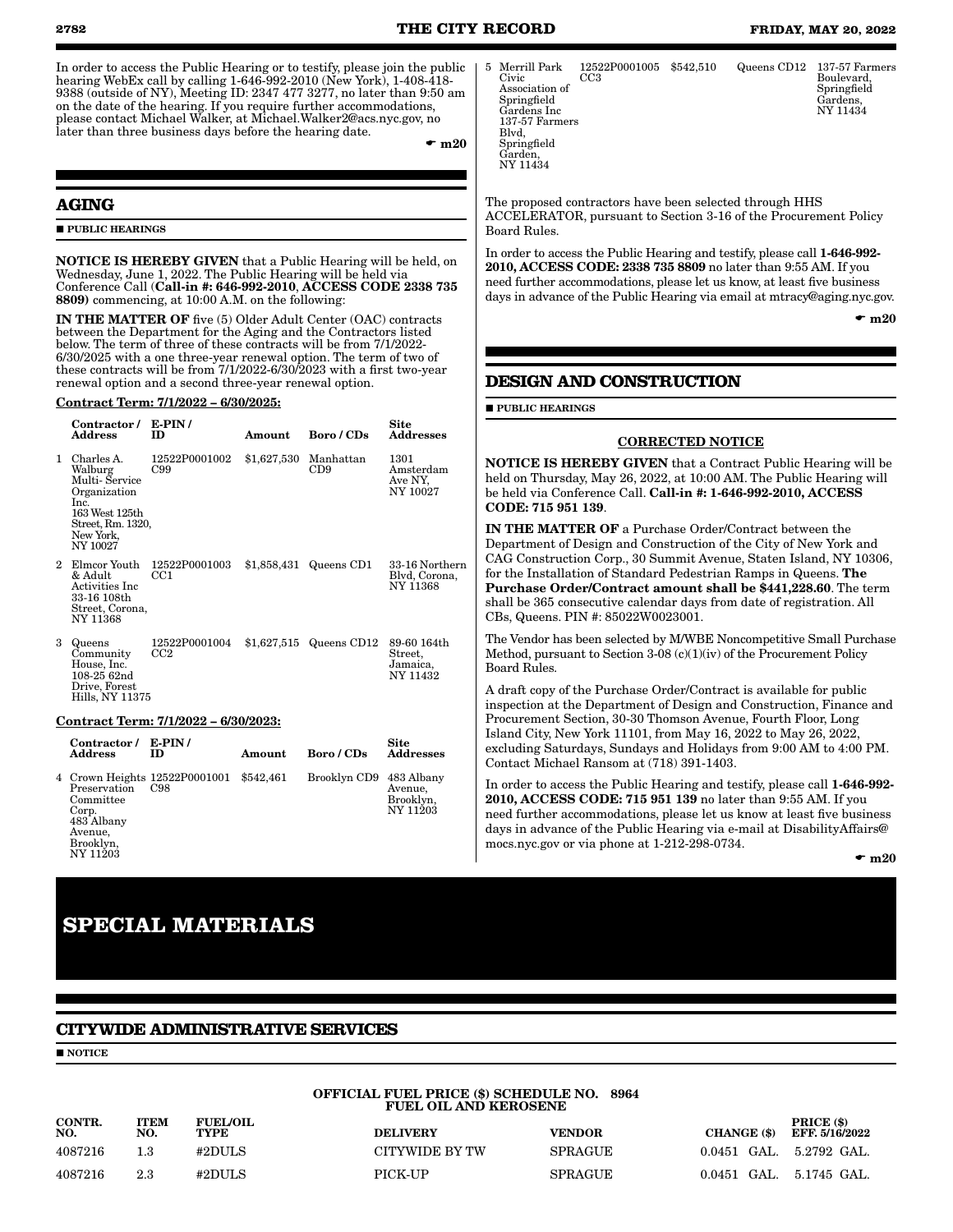In order to access the Public Hearing or to testify, please join the public hearing WebEx call by calling 1-646-992-2010 (New York), 1-408-418-9388 (outside of NY), Meeting ID: 2347 477 3277, no later than 9:50 am on the date of the hearing. If you require further accommodations, please contact Michael Walker, at Michael.Walker2@acs.nyc.gov, no later than three business days before the hearing date.

☛ m20

## AGING

■ PUBLIC HEARINGS

**NOTICE IS HEREBY GIVEN** that a Public Hearing will be held, on Wednesday, June 1, 2022. The Public Hearing will be held via Conference Call (**Call-in #: 646-992-2010**, **ACCESS CODE 2338 735 8809)** commencing, at 10:00 A.M. on the following:

**IN THE MATTER OF** five (5) Older Adult Center (OAC) contracts between the Department for the Aging and the Contractors listed below. The term of three of these contracts will be from 7/1/2022-6/30/2025 with a one three-year renewal option. The term of two of these contracts will be from 7/1/2022-6/30/2023 with a first two-year renewal option and a second three-year renewal option.

**Contract Term: 7/1/2022 – 6/30/2025:**

| | Contractor / Address | E-PIN / ID | Amount | Boro / CDs | Site Addresses |
|---|---|---|---|---|---|
| 1 | Charles A. Walburg Multi- Service Organization Inc. 163 West 125th Street, Rm. 1320, New York, NY 10027 | 12522P0001002 C99 | $1,627,530 | Manhattan CD9 | 1301 Amsterdam Ave NY, NY 10027 |
| 2 | Elmcor Youth & Adult Activities Inc 33-16 108th Street, Corona, NY 11368 | 12522P0001003 CC1 | $1,858,431 | Queens CD1 | 33-16 Northern Blvd, Corona, NY 11368 |
| 3 | Queens Community House, Inc. 108-25 62nd Drive, Forest Hills, NY 11375 | 12522P0001004 CC2 | $1,627,515 | Queens CD12 | 89-60 164th Street, Jamaica, NY 11432 |

**Contract Term: 7/1/2022 – 6/30/2023:**

| | Contractor / Address | E-PIN / ID | Amount | Boro / CDs | Site Addresses |
|---|---|---|---|---|---|
| 4 | Crown Heights Preservation Committee Corp. 483 Albany Avenue, Brooklyn, NY 11203 | 12522P0001001 C98 | $542,461 | Brooklyn CD9 | 483 Albany Avenue, Brooklyn, NY 11203 |
| 5 | Merrill Park Civic Association of Springfield Gardens Inc 137-57 Farmers Blvd, Springfield Garden, NY 11434 | 12522P0001005 CC3 | $542,510 | Queens CD12 | 137-57 Farmers Boulevard, Springfield Gardens, NY 11434 |

The proposed contractors have been selected through HHS ACCELERATOR, pursuant to Section 3-16 of the Procurement Policy Board Rules.

In order to access the Public Hearing and testify, please call **1-646-992-2010, ACCESS CODE: 2338 735 8809** no later than 9:55 AM. If you need further accommodations, please let us know, at least five business days in advance of the Public Hearing via email at mtracy@aging.nyc.gov.

☛ m20

## DESIGN AND CONSTRUCTION

■ PUBLIC HEARINGS

CORRECTED NOTICE

**NOTICE IS HEREBY GIVEN** that a Contract Public Hearing will be held on Thursday, May 26, 2022, at 10:00 AM. The Public Hearing will be held via Conference Call. **Call-in #: 1-646-992-2010, ACCESS CODE: 715 951 139**.

**IN THE MATTER OF** a Purchase Order/Contract between the Department of Design and Construction of the City of New York and CAG Construction Corp., 30 Summit Avenue, Staten Island, NY 10306, for the Installation of Standard Pedestrian Ramps in Queens. **The Purchase Order/Contract amount shall be $441,228.60**. The term shall be 365 consecutive calendar days from date of registration. All CBs, Queens. PIN #: 85022W0023001.

The Vendor has been selected by M/WBE Noncompetitive Small Purchase Method, pursuant to Section 3-08 (c)(1)(iv) of the Procurement Policy Board Rules.

A draft copy of the Purchase Order/Contract is available for public inspection at the Department of Design and Construction, Finance and Procurement Section, 30-30 Thomson Avenue, Fourth Floor, Long Island City, New York 11101, from May 16, 2022 to May 26, 2022, excluding Saturdays, Sundays and Holidays from 9:00 AM to 4:00 PM. Contact Michael Ransom at (718) 391-1403.

In order to access the Public Hearing and testify, please call **1-646-992-2010, ACCESS CODE: 715 951 139** no later than 9:55 AM. If you need further accommodations, please let us know at least five business days in advance of the Public Hearing via e-mail at DisabilityAffairs@mocs.nyc.gov or via phone at 1-212-298-0734.

☛ m20

# SPECIAL MATERIALS

## CITYWIDE ADMINISTRATIVE SERVICES

■ NOTICE

**OFFICIAL FUEL PRICE ($) SCHEDULE NO. 8964**
**FUEL OIL AND KEROSENE**

| CONTR. NO. | ITEM NO. | FUEL/OIL TYPE | DELIVERY | VENDOR | CHANGE ($) | PRICE ($) EFF. 5/16/2022 |
|---|---|---|---|---|---|---|
| 4087216 | 1.3 | #2DULS | CITYWIDE BY TW | SPRAGUE | 0.0451 GAL. | 5.2792 GAL. |
| 4087216 | 2.3 | #2DULS | PICK-UP | SPRAGUE | 0.0451 GAL. | 5.1745 GAL. |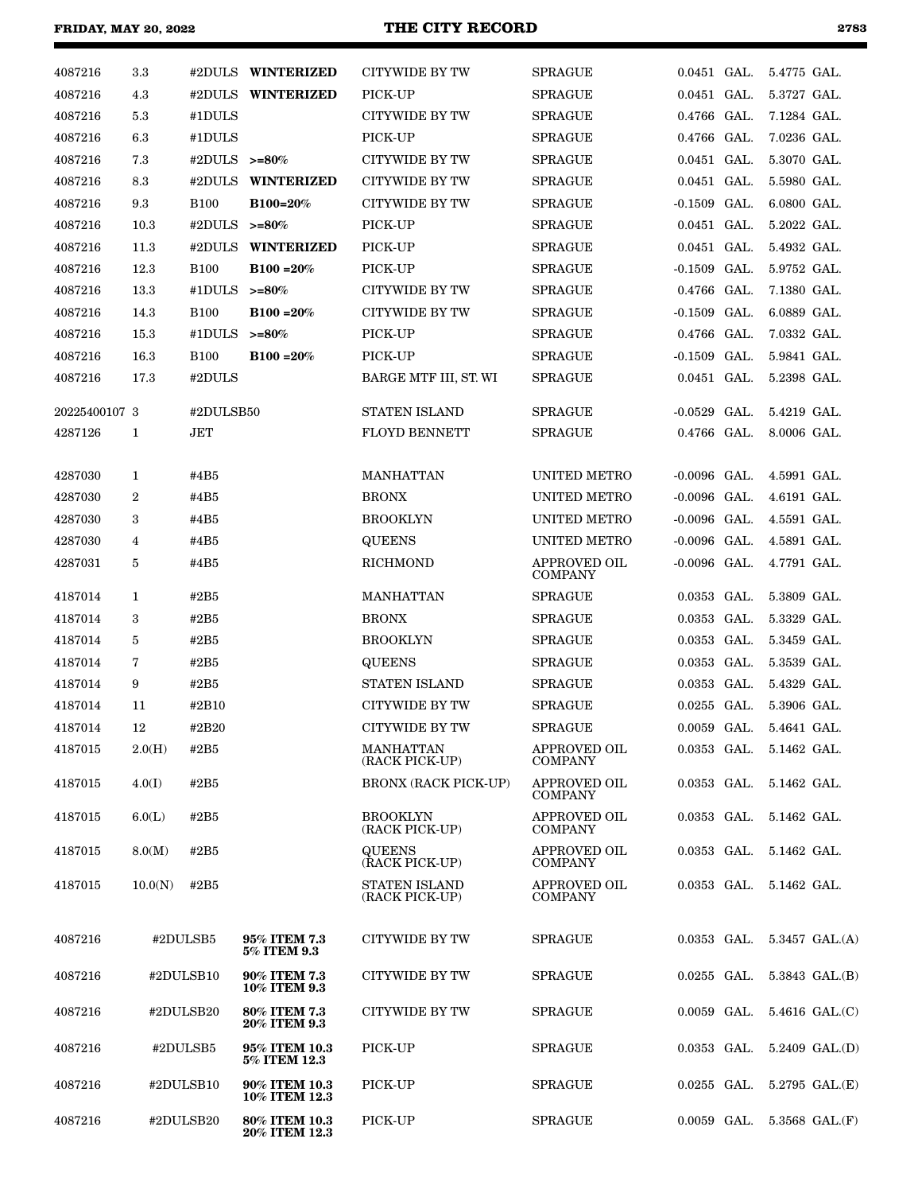| | | | | | | | | | |
|---|---|---|---|---|---|---|---|---|---|
| 4087216 | 3.3 | #2DULS | **WINTERIZED** | CITYWIDE BY TW | SPRAGUE | 0.0451 | GAL. | 5.4775 | GAL. |
| 4087216 | 4.3 | #2DULS | **WINTERIZED** | PICK-UP | SPRAGUE | 0.0451 | GAL. | 5.3727 | GAL. |
| 4087216 | 5.3 | #1DULS | | CITYWIDE BY TW | SPRAGUE | 0.4766 | GAL. | 7.1284 | GAL. |
| 4087216 | 6.3 | #1DULS | | PICK-UP | SPRAGUE | 0.4766 | GAL. | 7.0236 | GAL. |
| 4087216 | 7.3 | #2DULS | **>=80%** | CITYWIDE BY TW | SPRAGUE | 0.0451 | GAL. | 5.3070 | GAL. |
| 4087216 | 8.3 | #2DULS | **WINTERIZED** | CITYWIDE BY TW | SPRAGUE | 0.0451 | GAL. | 5.5980 | GAL. |
| 4087216 | 9.3 | B100 | **B100=20%** | CITYWIDE BY TW | SPRAGUE | -0.1509 | GAL. | 6.0800 | GAL. |
| 4087216 | 10.3 | #2DULS | **>=80%** | PICK-UP | SPRAGUE | 0.0451 | GAL. | 5.2022 | GAL. |
| 4087216 | 11.3 | #2DULS | **WINTERIZED** | PICK-UP | SPRAGUE | 0.0451 | GAL. | 5.4932 | GAL. |
| 4087216 | 12.3 | B100 | **B100 =20%** | PICK-UP | SPRAGUE | -0.1509 | GAL. | 5.9752 | GAL. |
| 4087216 | 13.3 | #1DULS | **>=80%** | CITYWIDE BY TW | SPRAGUE | 0.4766 | GAL. | 7.1380 | GAL. |
| 4087216 | 14.3 | B100 | **B100 =20%** | CITYWIDE BY TW | SPRAGUE | -0.1509 | GAL. | 6.0889 | GAL. |
| 4087216 | 15.3 | #1DULS | **>=80%** | PICK-UP | SPRAGUE | 0.4766 | GAL. | 7.0332 | GAL. |
| 4087216 | 16.3 | B100 | **B100 =20%** | PICK-UP | SPRAGUE | -0.1509 | GAL. | 5.9841 | GAL. |
| 4087216 | 17.3 | #2DULS | | BARGE MTF III, ST. WI | SPRAGUE | 0.0451 | GAL. | 5.2398 | GAL. |
| 20225400107 | 3 | #2DULSB50 | | STATEN ISLAND | SPRAGUE | -0.0529 | GAL. | 5.4219 | GAL. |
| 4287126 | 1 | JET | | FLOYD BENNETT | SPRAGUE | 0.4766 | GAL. | 8.0006 | GAL. |
| 4287030 | 1 | #4B5 | | MANHATTAN | UNITED METRO | -0.0096 | GAL. | 4.5991 | GAL. |
| 4287030 | 2 | #4B5 | | BRONX | UNITED METRO | -0.0096 | GAL. | 4.6191 | GAL. |
| 4287030 | 3 | #4B5 | | BROOKLYN | UNITED METRO | -0.0096 | GAL. | 4.5591 | GAL. |
| 4287030 | 4 | #4B5 | | QUEENS | UNITED METRO | -0.0096 | GAL. | 4.5891 | GAL. |
| 4287031 | 5 | #4B5 | | RICHMOND | APPROVED OIL COMPANY | -0.0096 | GAL. | 4.7791 | GAL. |
| 4187014 | 1 | #2B5 | | MANHATTAN | SPRAGUE | 0.0353 | GAL. | 5.3809 | GAL. |
| 4187014 | 3 | #2B5 | | BRONX | SPRAGUE | 0.0353 | GAL. | 5.3329 | GAL. |
| 4187014 | 5 | #2B5 | | BROOKLYN | SPRAGUE | 0.0353 | GAL. | 5.3459 | GAL. |
| 4187014 | 7 | #2B5 | | QUEENS | SPRAGUE | 0.0353 | GAL. | 5.3539 | GAL. |
| 4187014 | 9 | #2B5 | | STATEN ISLAND | SPRAGUE | 0.0353 | GAL. | 5.4329 | GAL. |
| 4187014 | 11 | #2B10 | | CITYWIDE BY TW | SPRAGUE | 0.0255 | GAL. | 5.3906 | GAL. |
| 4187014 | 12 | #2B20 | | CITYWIDE BY TW | SPRAGUE | 0.0059 | GAL. | 5.4641 | GAL. |
| 4187015 | 2.0(H) | #2B5 | | MANHATTAN (RACK PICK-UP) | APPROVED OIL COMPANY | 0.0353 | GAL. | 5.1462 | GAL. |
| 4187015 | 4.0(I) | #2B5 | | BRONX (RACK PICK-UP) | APPROVED OIL COMPANY | 0.0353 | GAL. | 5.1462 | GAL. |
| 4187015 | 6.0(L) | #2B5 | | BROOKLYN (RACK PICK-UP) | APPROVED OIL COMPANY | 0.0353 | GAL. | 5.1462 | GAL. |
| 4187015 | 8.0(M) | #2B5 | | QUEENS (RACK PICK-UP) | APPROVED OIL COMPANY | 0.0353 | GAL. | 5.1462 | GAL. |
| 4187015 | 10.0(N) | #2B5 | | STATEN ISLAND (RACK PICK-UP) | APPROVED OIL COMPANY | 0.0353 | GAL. | 5.1462 | GAL. |
| 4087216 | | #2DULSB5 | **95% ITEM 7.3 5% ITEM 9.3** | CITYWIDE BY TW | SPRAGUE | 0.0353 | GAL. | 5.3457 | GAL.(A) |
| 4087216 | | #2DULSB10 | **90% ITEM 7.3 10% ITEM 9.3** | CITYWIDE BY TW | SPRAGUE | 0.0255 | GAL. | 5.3843 | GAL.(B) |
| 4087216 | | #2DULSB20 | **80% ITEM 7.3 20% ITEM 9.3** | CITYWIDE BY TW | SPRAGUE | 0.0059 | GAL. | 5.4616 | GAL.(C) |
| 4087216 | | #2DULSB5 | **95% ITEM 10.3 5% ITEM 12.3** | PICK-UP | SPRAGUE | 0.0353 | GAL. | 5.2409 | GAL.(D) |
| 4087216 | | #2DULSB10 | **90% ITEM 10.3 10% ITEM 12.3** | PICK-UP | SPRAGUE | 0.0255 | GAL. | 5.2795 | GAL.(E) |
| 4087216 | | #2DULSB20 | **80% ITEM 10.3 20% ITEM 12.3** | PICK-UP | SPRAGUE | 0.0059 | GAL. | 5.3568 | GAL.(F) |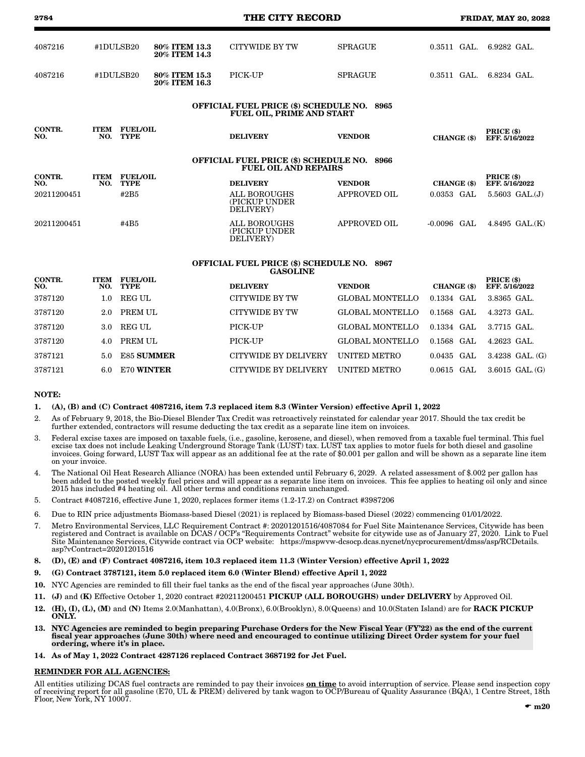| | | | | | | |
|---|---|---|---|---|---|---|
| 4087216 | #1DULSB20 | 80% ITEM 13.3 20% ITEM 14.3 | CITYWIDE BY TW | SPRAGUE | 0.3511 GAL. | 6.9282 GAL. |
| 4087216 | #1DULSB20 | 80% ITEM 15.3 20% ITEM 16.3 | PICK-UP | SPRAGUE | 0.3511 GAL. | 6.8234 GAL. |

**OFFICIAL FUEL PRICE ($) SCHEDULE NO. 8965**
**FUEL OIL, PRIME AND START**

| CONTR. NO. | ITEM NO. | FUEL/OIL TYPE | DELIVERY | VENDOR | CHANGE ($) | PRICE ($) EFF. 5/16/2022 |
|---|---|---|---|---|---|---|

**OFFICIAL FUEL PRICE ($) SCHEDULE NO. 8966**
**FUEL OIL AND REPAIRS**

| CONTR. NO. | ITEM NO. | FUEL/OIL TYPE | DELIVERY | VENDOR | CHANGE ($) | PRICE ($) EFF. 5/16/2022 |
|---|---|---|---|---|---|---|
| 20211200451 | | #2B5 | ALL BOROUGHS (PICKUP UNDER DELIVERY) | APPROVED OIL | 0.0353 GAL | 5.5603 GAL.(J) |
| 20211200451 | | #4B5 | ALL BOROUGHS (PICKUP UNDER DELIVERY) | APPROVED OIL | -0.0096 GAL | 4.8495 GAL.(K) |

**OFFICIAL FUEL PRICE ($) SCHEDULE NO. 8967**
**GASOLINE**

| CONTR. NO. | ITEM NO. | FUEL/OIL TYPE | DELIVERY | VENDOR | CHANGE ($) | PRICE ($) EFF. 5/16/2022 |
|---|---|---|---|---|---|---|
| 3787120 | 1.0 | REG UL | CITYWIDE BY TW | GLOBAL MONTELLO | 0.1334 GAL | 3.8365 GAL. |
| 3787120 | 2.0 | PREM UL | CITYWIDE BY TW | GLOBAL MONTELLO | 0.1568 GAL | 4.3273 GAL. |
| 3787120 | 3.0 | REG UL | PICK-UP | GLOBAL MONTELLO | 0.1334 GAL | 3.7715 GAL. |
| 3787120 | 4.0 | PREM UL | PICK-UP | GLOBAL MONTELLO | 0.1568 GAL | 4.2623 GAL. |
| 3787121 | 5.0 | E85 **SUMMER** | CITYWIDE BY DELIVERY | UNITED METRO | 0.0435 GAL | 3.4238 GAL. (G) |
| 3787121 | 6.0 | E70 **WINTER** | CITYWIDE BY DELIVERY | UNITED METRO | 0.0615 GAL | 3.6015 GAL. (G) |

**NOTE:**

1. **(A), (B) and (C) Contract 4087216, item 7.3 replaced item 8.3 (Winter Version) effective April 1, 2022**
2. As of February 9, 2018, the Bio-Diesel Blender Tax Credit was retroactively reinstated for calendar year 2017. Should the tax credit be further extended, contractors will resume deducting the tax credit as a separate line item on invoices.
3. Federal excise taxes are imposed on taxable fuels, (i.e., gasoline, kerosene, and diesel), when removed from a taxable fuel terminal. This fuel excise tax does not include Leaking Underground Storage Tank (LUST) tax. LUST tax applies to motor fuels for both diesel and gasoline invoices. Going forward, LUST Tax will appear as an additional fee at the rate of $0.001 per gallon and will be shown as a separate line item on your invoice.
4. The National Oil Heat Research Alliance (NORA) has been extended until February 6, 2029. A related assessment of $.002 per gallon has been added to the posted weekly fuel prices and will appear as a separate line item on invoices. This fee applies to heating oil only and since 2015 has included #4 heating oil. All other terms and conditions remain unchanged.
5. Contract #4087216, effective June 1, 2020, replaces former items (1.2-17.2) on Contract #3987206
6. Due to RIN price adjustments Biomass-based Diesel (2021) is replaced by Biomass-based Diesel (2022) commencing 01/01/2022.
7. Metro Environmental Services, LLC Requirement Contract #: 20201201516/4087084 for Fuel Site Maintenance Services, Citywide has been registered and Contract is available on DCAS / OCP's "Requirements Contract" website for citywide use as of January 27, 2020. Link to Fuel Site Maintenance Services, Citywide contract via OCP website: https://mspwvw-dcsocp.dcas.nycnet/nycprocurement/dmss/asp/RCDetails.asp?vContract=20201201516
8. **(D), (E) and (F) Contract 4087216, item 10.3 replaced item 11.3 (Winter Version) effective April 1, 2022**
9. **(G) Contract 3787121, item 5.0 replaced item 6.0 (Winter Blend) effective April 1, 2022**
10. NYC Agencies are reminded to fill their fuel tanks as the end of the fiscal year approaches (June 30th).
11. **(J)** and **(K)** Effective October 1, 2020 contract #20211200451 **PICKUP (ALL BOROUGHS) under DELIVERY** by Approved Oil.
12. **(H), (I), (L), (M)** and **(N)** Items 2.0(Manhattan), 4.0(Bronx), 6.0(Brooklyn), 8.0(Queens) and 10.0(Staten Island) are for **RACK PICKUP ONLY.**
13. **NYC Agencies are reminded to begin preparing Purchase Orders for the New Fiscal Year (FY'22) as the end of the current fiscal year approaches (June 30th) where need and encouraged to continue utilizing Direct Order system for your fuel ordering, where it's in place.**
14. **As of May 1, 2022 Contract 4287126 replaced Contract 3687192 for Jet Fuel.**

**REMINDER FOR ALL AGENCIES:**

All entities utilizing DCAS fuel contracts are reminded to pay their invoices **on time** to avoid interruption of service. Please send inspection copy of receiving report for all gasoline (E70, UL & PREM) delivered by tank wagon to OCP/Bureau of Quality Assurance (BQA), 1 Centre Street, 18th Floor, New York, NY 10007.

☛ **m20**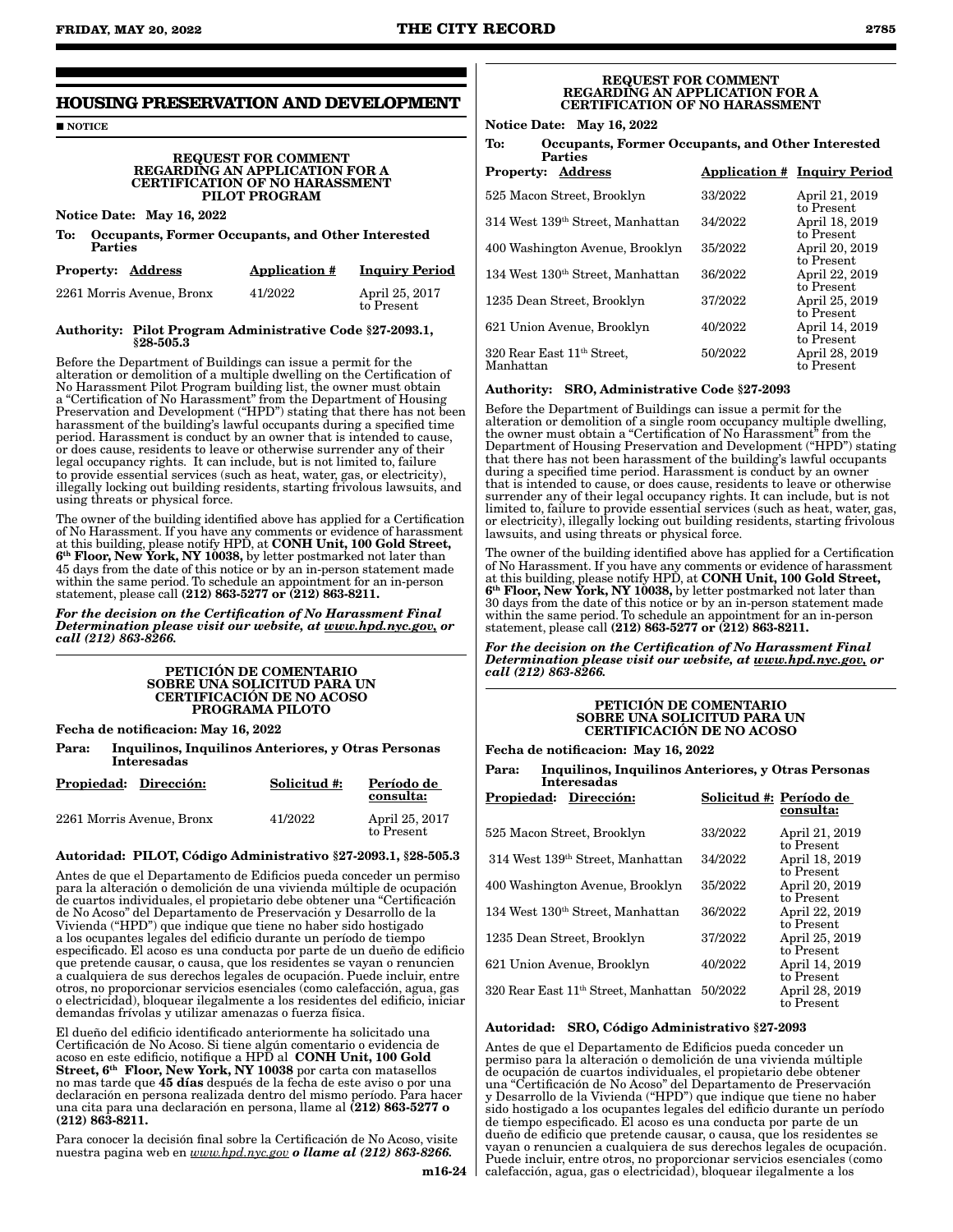## HOUSING PRESERVATION AND DEVELOPMENT

■ NOTICE

**REQUEST FOR COMMENT REGARDING AN APPLICATION FOR A CERTIFICATION OF NO HARASSMENT PILOT PROGRAM**

**Notice Date: May 16, 2022**

**To: Occupants, Former Occupants, and Other Interested Parties**

| Property: Address | Application # | Inquiry Period |
|---|---|---|
| 2261 Morris Avenue, Bronx | 41/2022 | April 25, 2017 to Present |

**Authority: Pilot Program Administrative Code §27-2093.1, §28-505.3**

Before the Department of Buildings can issue a permit for the alteration or demolition of a multiple dwelling on the Certification of No Harassment Pilot Program building list, the owner must obtain a "Certification of No Harassment" from the Department of Housing Preservation and Development ("HPD") stating that there has not been harassment of the building's lawful occupants during a specified time period. Harassment is conduct by an owner that is intended to cause, or does cause, residents to leave or otherwise surrender any of their legal occupancy rights. It can include, but is not limited to, failure to provide essential services (such as heat, water, gas, or electricity), illegally locking out building residents, starting frivolous lawsuits, and using threats or physical force.

The owner of the building identified above has applied for a Certification of No Harassment. If you have any comments or evidence of harassment at this building, please notify HPD, at **CONH Unit, 100 Gold Street, 6th Floor, New York, NY 10038,** by letter postmarked not later than 45 days from the date of this notice or by an in-person statement made within the same period. To schedule an appointment for an in-person statement, please call **(212) 863-5277 or (212) 863-8211.**

***For the decision on the Certification of No Harassment Final Determination please visit our website, at www.hpd.nyc.gov, or call (212) 863-8266.***

**PETICIÓN DE COMENTARIO SOBRE UNA SOLICITUD PARA UN CERTIFICACIÓN DE NO ACOSO PROGRAMA PILOTO**

**Fecha de notificacion: May 16, 2022**

**Para: Inquilinos, Inquilinos Anteriores, y Otras Personas Interesadas**

| Propiedad: Dirección: | Solicitud #: | Período de consulta: |
|---|---|---|
| 2261 Morris Avenue, Bronx | 41/2022 | April 25, 2017 to Present |

**Autoridad: PILOT, Código Administrativo §27-2093.1, §28-505.3**

Antes de que el Departamento de Edificios pueda conceder un permiso para la alteración o demolición de una vivienda múltiple de ocupación de cuartos individuales, el propietario debe obtener una "Certificación de No Acoso" del Departamento de Preservación y Desarrollo de la Vivienda ("HPD") que indique que tiene no haber sido hostigado a los ocupantes legales del edificio durante un período de tiempo especificado. El acoso es una conducta por parte de un dueño de edificio que pretende causar, o causa, que los residentes se vayan o renuncien a cualquiera de sus derechos legales de ocupación. Puede incluir, entre otros, no proporcionar servicios esenciales (como calefacción, agua, gas o electricidad), bloquear ilegalmente a los residentes del edificio, iniciar demandas frívolas y utilizar amenazas o fuerza física.

El dueño del edificio identificado anteriormente ha solicitado una Certificación de No Acoso. Si tiene algún comentario o evidencia de acoso en este edificio, notifique a HPD al **CONH Unit, 100 Gold Street, 6th Floor, New York, NY 10038** por carta con matasellos no mas tarde que **45 días** después de la fecha de este aviso o por una declaración en persona realizada dentro del mismo período. Para hacer una cita para una declaración en persona, llame al **(212) 863-5277 o (212) 863-8211.**

Para conocer la decisión final sobre la Certificación de No Acoso, visite nuestra pagina web en *www.hpd.nyc.gov* ***o llame al (212) 863-8266.***

m16-24

**REQUEST FOR COMMENT REGARDING AN APPLICATION FOR A CERTIFICATION OF NO HARASSMENT**

**Notice Date: May 16, 2022**

**To: Occupants, Former Occupants, and Other Interested Parties**

| Property: Address | Application # | Inquiry Period |
|---|---|---|
| 525 Macon Street, Brooklyn | 33/2022 | April 21, 2019 to Present |
| 314 West 139th Street, Manhattan | 34/2022 | April 18, 2019 to Present |
| 400 Washington Avenue, Brooklyn | 35/2022 | April 20, 2019 to Present |
| 134 West 130th Street, Manhattan | 36/2022 | April 22, 2019 to Present |
| 1235 Dean Street, Brooklyn | 37/2022 | April 25, 2019 to Present |
| 621 Union Avenue, Brooklyn | 40/2022 | April 14, 2019 to Present |
| 320 Rear East 11th Street, Manhattan | 50/2022 | April 28, 2019 to Present |

**Authority: SRO, Administrative Code §27-2093**

Before the Department of Buildings can issue a permit for the alteration or demolition of a single room occupancy multiple dwelling, the owner must obtain a "Certification of No Harassment" from the Department of Housing Preservation and Development ("HPD") stating that there has not been harassment of the building's lawful occupants during a specified time period. Harassment is conduct by an owner that is intended to cause, or does cause, residents to leave or otherwise surrender any of their legal occupancy rights. It can include, but is not limited to, failure to provide essential services (such as heat, water, gas, or electricity), illegally locking out building residents, starting frivolous lawsuits, and using threats or physical force.

The owner of the building identified above has applied for a Certification of No Harassment. If you have any comments or evidence of harassment at this building, please notify HPD, at **CONH Unit, 100 Gold Street, 6th Floor, New York, NY 10038,** by letter postmarked not later than 30 days from the date of this notice or by an in-person statement made within the same period. To schedule an appointment for an in-person statement, please call **(212) 863-5277 or (212) 863-8211.**

***For the decision on the Certification of No Harassment Final Determination please visit our website, at www.hpd.nyc.gov, or call (212) 863-8266.***

**PETICIÓN DE COMENTARIO SOBRE UNA SOLICITUD PARA UN CERTIFICACIÓN DE NO ACOSO**

**Fecha de notificacion: May 16, 2022**

**Para: Inquilinos, Inquilinos Anteriores, y Otras Personas Interesadas**

| Propiedad: Dirección: | Solicitud #: | Período de consulta: |
|---|---|---|
| 525 Macon Street, Brooklyn | 33/2022 | April 21, 2019 to Present |
| 314 West 139th Street, Manhattan | 34/2022 | April 18, 2019 to Present |
| 400 Washington Avenue, Brooklyn | 35/2022 | April 20, 2019 to Present |
| 134 West 130th Street, Manhattan | 36/2022 | April 22, 2019 to Present |
| 1235 Dean Street, Brooklyn | 37/2022 | April 25, 2019 to Present |
| 621 Union Avenue, Brooklyn | 40/2022 | April 14, 2019 to Present |
| 320 Rear East 11th Street, Manhattan | 50/2022 | April 28, 2019 to Present |

**Autoridad: SRO, Código Administrativo §27-2093**

Antes de que el Departamento de Edificios pueda conceder un permiso para la alteración o demolición de una vivienda múltiple de ocupación de cuartos individuales, el propietario debe obtener una "Certificación de No Acoso" del Departamento de Preservación y Desarrollo de la Vivienda ("HPD") que indique que tiene no haber sido hostigado a los ocupantes legales del edificio durante un período de tiempo especificado. El acoso es una conducta por parte de un dueño de edificio que pretende causar, o causa, que los residentes se vayan o renuncien a cualquiera de sus derechos legales de ocupación. Puede incluir, entre otros, no proporcionar servicios esenciales (como calefacción, agua, gas o electricidad), bloquear ilegalmente a los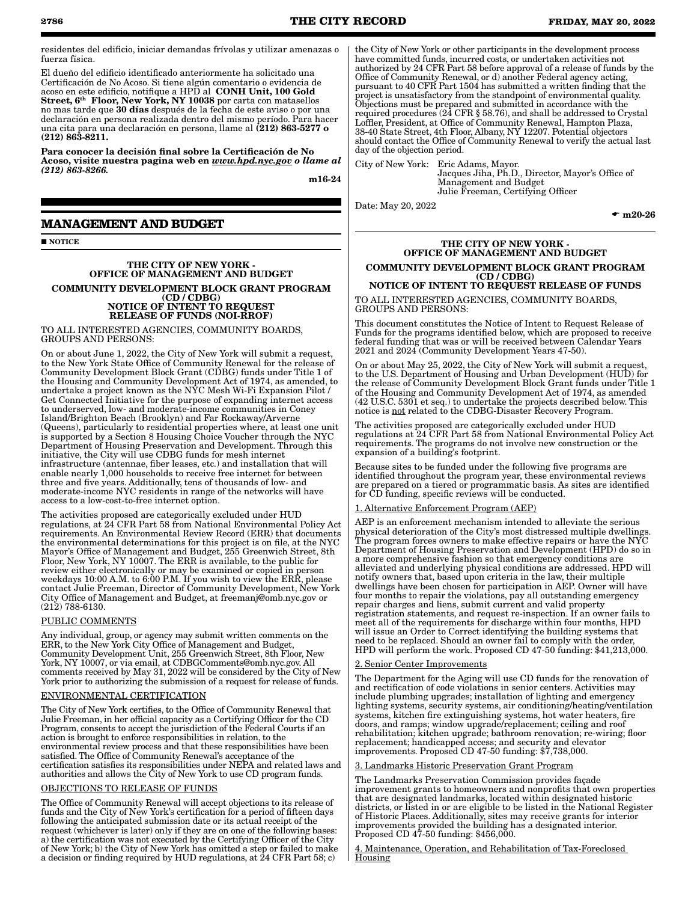residentes del edificio, iniciar demandas frívolas y utilizar amenazas o fuerza física.

El dueño del edificio identificado anteriormente ha solicitado una Certificación de No Acoso. Si tiene algún comentario o evidencia de acoso en este edificio, notifique a HPD al **CONH Unit, 100 Gold Street, 6th Floor, New York, NY 10038** por carta con matasellos no mas tarde que **30 días** después de la fecha de este aviso o por una declaración en persona realizada dentro del mismo período. Para hacer una cita para una declaración en persona, llame al **(212) 863-5277 o (212) 863-8211.**

***Para conocer la decisión final sobre la Certificación de No Acoso, visite nuestra pagina web en www.hpd.nyc.gov o llame al (212) 863-8266.***

m16-24

## MANAGEMENT AND BUDGET

■ NOTICE

**THE CITY OF NEW YORK - OFFICE OF MANAGEMENT AND BUDGET**

**COMMUNITY DEVELOPMENT BLOCK GRANT PROGRAM (CD / CDBG) NOTICE OF INTENT TO REQUEST RELEASE OF FUNDS (NOI-RROF)**

TO ALL INTERESTED AGENCIES, COMMUNITY BOARDS, GROUPS AND PERSONS:

On or about June 1, 2022, the City of New York will submit a request, to the New York State Office of Community Renewal for the release of Community Development Block Grant (CDBG) funds under Title 1 of the Housing and Community Development Act of 1974, as amended, to undertake a project known as the NYC Mesh Wi-Fi Expansion Pilot / Get Connected Initiative for the purpose of expanding internet access to underserved, low- and moderate-income communities in Coney Island/Brighton Beach (Brooklyn) and Far Rockaway/Arverne (Queens), particularly to residential properties where, at least one unit is supported by a Section 8 Housing Choice Voucher through the NYC Department of Housing Preservation and Development. Through this initiative, the City will use CDBG funds for mesh internet infrastructure (antennae, fiber leases, etc.) and installation that will enable nearly 1,000 households to receive free internet for between three and five years. Additionally, tens of thousands of low- and moderate-income NYC residents in range of the networks will have access to a low-cost-to-free internet option.

The activities proposed are categorically excluded under HUD regulations, at 24 CFR Part 58 from National Environmental Policy Act requirements. An Environmental Review Record (ERR) that documents the environmental determinations for this project is on file, at the NYC Mayor's Office of Management and Budget, 255 Greenwich Street, 8th Floor, New York, NY 10007. The ERR is available, to the public for review either electronically or may be examined or copied in person weekdays 10:00 A.M. to 6:00 P.M. If you wish to view the ERR, please contact Julie Freeman, Director of Community Development, New York City Office of Management and Budget, at freemanj@omb.nyc.gov or (212) 788-6130.

PUBLIC COMMENTS

Any individual, group, or agency may submit written comments on the ERR, to the New York City Office of Management and Budget, Community Development Unit, 255 Greenwich Street, 8th Floor, New York, NY 10007, or via email, at CDBGComments@omb.nyc.gov. All comments received by May 31, 2022 will be considered by the City of New York prior to authorizing the submission of a request for release of funds.

ENVIRONMENTAL CERTIFICATION

The City of New York certifies, to the Office of Community Renewal that Julie Freeman, in her official capacity as a Certifying Officer for the CD Program, consents to accept the jurisdiction of the Federal Courts if an action is brought to enforce responsibilities in relation, to the environmental review process and that these responsibilities have been satisfied. The Office of Community Renewal's acceptance of the certification satisfies its responsibilities under NEPA and related laws and authorities and allows the City of New York to use CD program funds.

OBJECTIONS TO RELEASE OF FUNDS

The Office of Community Renewal will accept objections to its release of funds and the City of New York's certification for a period of fifteen days following the anticipated submission date or its actual receipt of the request (whichever is later) only if they are on one of the following bases: a) the certification was not executed by the Certifying Officer of the City of New York; b) the City of New York has omitted a step or failed to make a decision or finding required by HUD regulations, at 24 CFR Part 58; c) the City of New York or other participants in the development process have committed funds, incurred costs, or undertaken activities not authorized by 24 CFR Part 58 before approval of a release of funds by the Office of Community Renewal, or d) another Federal agency acting, pursuant to 40 CFR Part 1504 has submitted a written finding that the project is unsatisfactory from the standpoint of environmental quality. Objections must be prepared and submitted in accordance with the required procedures (24 CFR § 58.76), and shall be addressed to Crystal Loffler, President, at Office of Community Renewal, Hampton Plaza, 38-40 State Street, 4th Floor, Albany, NY 12207. Potential objectors should contact the Office of Community Renewal to verify the actual last day of the objection period.

City of New York: Eric Adams, Mayor.
Jacques Jiha, Ph.D., Director, Mayor's Office of Management and Budget
Julie Freeman, Certifying Officer

Date: May 20, 2022

☛ m20-26

**THE CITY OF NEW YORK - OFFICE OF MANAGEMENT AND BUDGET**

**COMMUNITY DEVELOPMENT BLOCK GRANT PROGRAM (CD / CDBG) NOTICE OF INTENT TO REQUEST RELEASE OF FUNDS**

TO ALL INTERESTED AGENCIES, COMMUNITY BOARDS, GROUPS AND PERSONS:

This document constitutes the Notice of Intent to Request Release of Funds for the programs identified below, which are proposed to receive federal funding that was or will be received between Calendar Years 2021 and 2024 (Community Development Years 47-50).

On or about May 25, 2022, the City of New York will submit a request, to the U.S. Department of Housing and Urban Development (HUD) for the release of Community Development Block Grant funds under Title 1 of the Housing and Community Development Act of 1974, as amended (42 U.S.C. 5301 et seq.) to undertake the projects described below. This notice is not related to the CDBG-Disaster Recovery Program.

The activities proposed are categorically excluded under HUD regulations at 24 CFR Part 58 from National Environmental Policy Act requirements. The programs do not involve new construction or the expansion of a building's footprint.

Because sites to be funded under the following five programs are identified throughout the program year, these environmental reviews are prepared on a tiered or programmatic basis. As sites are identified for CD funding, specific reviews will be conducted.

1. Alternative Enforcement Program (AEP)

AEP is an enforcement mechanism intended to alleviate the serious physical deterioration of the City's most distressed multiple dwellings. The program forces owners to make effective repairs or have the NYC Department of Housing Preservation and Development (HPD) do so in a more comprehensive fashion so that emergency conditions are alleviated and underlying physical conditions are addressed. HPD will notify owners that, based upon criteria in the law, their multiple dwellings have been chosen for participation in AEP. Owner will have four months to repair the violations, pay all outstanding emergency repair charges and liens, submit current and valid property registration statements, and request re-inspection. If an owner fails to meet all of the requirements for discharge within four months, HPD will issue an Order to Correct identifying the building systems that need to be replaced. Should an owner fail to comply with the order, HPD will perform the work. Proposed CD 47-50 funding: $41,213,000.

2. Senior Center Improvements

The Department for the Aging will use CD funds for the renovation of and rectification of code violations in senior centers. Activities may include plumbing upgrades; installation of lighting and emergency lighting systems, security systems, air conditioning/heating/ventilation systems, kitchen fire extinguishing systems, hot water heaters, fire doors, and ramps; window upgrade/replacement; ceiling and roof rehabilitation; kitchen upgrade; bathroom renovation; re-wiring; floor replacement; handicapped access; and security and elevator improvements. Proposed CD 47-50 funding: $7,738,000.

3. Landmarks Historic Preservation Grant Program

The Landmarks Preservation Commission provides façade improvement grants to homeowners and nonprofits that own properties that are designated landmarks, located within designated historic districts, or listed in or are eligible to be listed in the National Register of Historic Places. Additionally, sites may receive grants for interior improvements provided the building has a designated interior. Proposed CD 47-50 funding: $456,000.

4. Maintenance, Operation, and Rehabilitation of Tax-Foreclosed Housing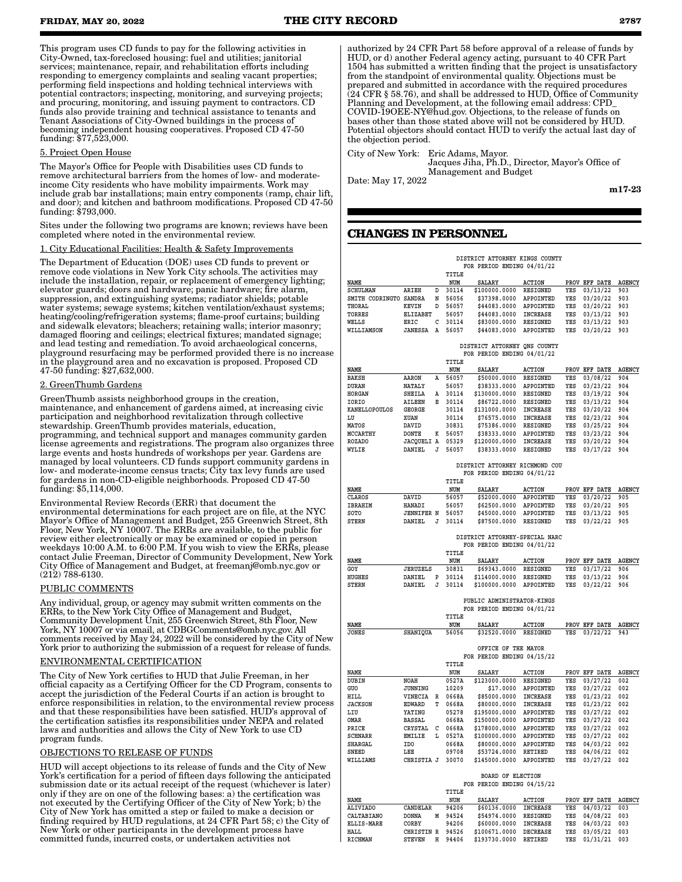This program uses CD funds to pay for the following activities in City-Owned, tax-foreclosed housing: fuel and utilities; janitorial services; maintenance, repair, and rehabilitation efforts including responding to emergency complaints and sealing vacant properties; performing field inspections and holding technical interviews with potential contractors; inspecting, monitoring, and surveying projects; and procuring, monitoring, and issuing payment to contractors. CD funds also provide training and technical assistance to tenants and Tenant Associations of City-Owned buildings in the process of becoming independent housing cooperatives. Proposed CD 47-50 funding: $77,523,000.

5. Project Open House

The Mayor's Office for People with Disabilities uses CD funds to remove architectural barriers from the homes of low- and moderate-income City residents who have mobility impairments. Work may include grab bar installations; main entry components (ramp, chair lift, and door); and kitchen and bathroom modifications. Proposed CD 47-50 funding: $793,000.

Sites under the following two programs are known; reviews have been completed where noted in the environmental review.

1. City Educational Facilities: Health & Safety Improvements

The Department of Education (DOE) uses CD funds to prevent or remove code violations in New York City schools. The activities may include the installation, repair, or replacement of emergency lighting; elevator guards; doors and hardware; panic hardware; fire alarm, suppression, and extinguishing systems; radiator shields; potable water systems; sewage systems; kitchen ventilation/exhaust systems; heating/cooling/refrigeration systems; flame-proof curtains; building and sidewalk elevators; bleachers; retaining walls; interior masonry; damaged flooring and ceilings; electrical fixtures; mandated signage; and lead testing and remediation. To avoid archaeological concerns, playground resurfacing may be performed provided there is no increase in the playground area and no excavation is proposed. Proposed CD 47-50 funding: $27,632,000.

2. GreenThumb Gardens

GreenThumb assists neighborhood groups in the creation, maintenance, and enhancement of gardens aimed, at increasing civic participation and neighborhood revitalization through collective stewardship. GreenThumb provides materials, education, programming, and technical support and manages community garden license agreements and registrations. The program also organizes three large events and hosts hundreds of workshops per year. Gardens are managed by local volunteers. CD funds support community gardens in low- and moderate-income census tracts; City tax levy funds are used for gardens in non-CD-eligible neighborhoods. Proposed CD 47-50 funding: $5,114,000.

Environmental Review Records (ERR) that document the environmental determinations for each project are on file, at the NYC Mayor's Office of Management and Budget, 255 Greenwich Street, 8th Floor, New York, NY 10007. The ERRs are available, to the public for review either electronically or may be examined or copied in person weekdays 10:00 A.M. to 6:00 P.M. If you wish to view the ERRs, please contact Julie Freeman, Director of Community Development, New York City Office of Management and Budget, at freemanj@omb.nyc.gov or (212) 788-6130.

PUBLIC COMMENTS

Any individual, group, or agency may submit written comments on the ERRs, to the New York City Office of Management and Budget, Community Development Unit, 255 Greenwich Street, 8th Floor, New York, NY 10007 or via email, at CDBGComments@omb.nyc.gov. All comments received by May 24, 2022 will be considered by the City of New York prior to authorizing the submission of a request for release of funds.

ENVIRONMENTAL CERTIFICATION

The City of New York certifies to HUD that Julie Freeman, in her official capacity as a Certifying Officer for the CD Program, consents to accept the jurisdiction of the Federal Courts if an action is brought to enforce responsibilities in relation, to the environmental review process and that these responsibilities have been satisfied. HUD's approval of the certification satisfies its responsibilities under NEPA and related laws and authorities and allows the City of New York to use CD program funds.

OBJECTIONS TO RELEASE OF FUNDS

HUD will accept objections to its release of funds and the City of New York's certification for a period of fifteen days following the anticipated submission date or its actual receipt of the request (whichever is later) only if they are on one of the following bases: a) the certification was not executed by the Certifying Officer of the City of New York; b) the City of New York has omitted a step or failed to make a decision or finding required by HUD regulations, at 24 CFR Part 58; c) the City of New York or other participants in the development process have committed funds, incurred costs, or undertaken activities not authorized by 24 CFR Part 58 before approval of a release of funds by HUD, or d) another Federal agency acting, pursuant to 40 CFR Part 1504 has submitted a written finding that the project is unsatisfactory from the standpoint of environmental quality. Objections must be prepared and submitted in accordance with the required procedures (24 CFR § 58.76), and shall be addressed to HUD, Office of Community Planning and Development, at the following email address: CPD_COVID-19OEE-NY@hud.gov. Objections, to the release of funds on bases other than those stated above will not be considered by HUD. Potential objectors should contact HUD to verify the actual last day of the objection period.

City of New York: Eric Adams, Mayor.
Jacques Jiha, Ph.D., Director, Mayor's Office of Management and Budget

Date: May 17, 2022

m17-23

## CHANGES IN PERSONNEL

DISTRICT ATTORNEY KINGS COUNTY
FOR PERIOD ENDING 04/01/22

| NAME | | | TITLE NUM | SALARY | ACTION | PROV | EFF DATE | AGENCY |
|---|---|---|---|---|---|---|---|---|
| SCHULMAN | ARIEH | D | 30114 | $100000.0000 | RESIGNED | YES | 03/13/22 | 903 |
| SMITH CODRINGTO | SANDRA | N | 56056 | $37398.0000 | APPOINTED | YES | 03/20/22 | 903 |
| THORAL | KEVIN | D | 56057 | $44083.0000 | APPOINTED | YES | 03/20/22 | 903 |
| TORRES | ELIZABET | | 56057 | $44083.0000 | INCREASE | YES | 03/13/22 | 903 |
| WELLS | ERIC | C | 30114 | $83000.0000 | RESIGNED | YES | 03/13/22 | 903 |
| WILLIAMSON | JANESSA | A | 56057 | $44083.0000 | APPOINTED | YES | 03/20/22 | 903 |

DISTRICT ATTORNEY QNS COUNTY
FOR PERIOD ENDING 04/01/22

| NAME | | | TITLE NUM | SALARY | ACTION | PROV | EFF DATE | AGENCY |
|---|---|---|---|---|---|---|---|---|
| BAKSH | AARON | A | 56057 | $50000.0000 | RESIGNED | YES | 03/08/22 | 904 |
| DURAN | NATALY | | 56057 | $38333.0000 | APPOINTED | YES | 03/23/22 | 904 |
| HORGAN | SHEILA | A | 30114 | $130000.0000 | RESIGNED | YES | 03/19/22 | 904 |
| IORIO | AILEEN | E | 30114 | $86722.0000 | RESIGNED | YES | 03/13/22 | 904 |
| KANELLOPOULOS | GEORGE | | 30114 | $131000.0000 | INCREASE | YES | 03/20/22 | 904 |
| LU | XUAN | | 30114 | $76575.0000 | INCREASE | YES | 02/23/22 | 904 |
| MATOS | DAVID | | 30831 | $75386.0000 | RESIGNED | YES | 03/25/22 | 904 |
| MCCARTHY | DONTE | K | 56057 | $38333.0000 | APPOINTED | YES | 03/23/22 | 904 |
| ROZADO | JACQUELI | A | 05329 | $120000.0000 | INCREASE | YES | 03/20/22 | 904 |
| WYLIE | DANIEL | J | 56057 | $38333.0000 | RESIGNED | YES | 03/17/22 | 904 |

DISTRICT ATTORNEY RICHMOND COU
FOR PERIOD ENDING 04/01/22

| NAME | | | TITLE NUM | SALARY | ACTION | PROV | EFF DATE | AGENCY |
|---|---|---|---|---|---|---|---|---|
| CLAROS | DAVID | | 56057 | $52000.0000 | APPOINTED | YES | 03/20/22 | 905 |
| IBRAHIM | HANADI | | 56057 | $62500.0000 | APPOINTED | YES | 03/20/22 | 905 |
| SOTO | JENNIFER | N | 56057 | $45000.0000 | APPOINTED | YES | 03/13/22 | 905 |
| STERN | DANIEL | J | 30114 | $87500.0000 | RESIGNED | YES | 03/22/22 | 905 |

DISTRICT ATTORNEY-SPECIAL NARC
FOR PERIOD ENDING 04/01/22

| NAME | | | TITLE NUM | SALARY | ACTION | PROV | EFF DATE | AGENCY |
|---|---|---|---|---|---|---|---|---|
| GOY | JERUZELS | | 30831 | $69343.0000 | RESIGNED | YES | 03/17/22 | 906 |
| HUGHES | DANIEL | P | 30114 | $114000.0000 | RESIGNED | YES | 03/13/22 | 906 |
| STERN | DANIEL | J | 30114 | $100000.0000 | APPOINTED | YES | 03/22/22 | 906 |

PUBLIC ADMINISTRATOR-KINGS
FOR PERIOD ENDING 04/01/22

| NAME | | | TITLE NUM | SALARY | ACTION | PROV | EFF DATE | AGENCY |
|---|---|---|---|---|---|---|---|---|
| JONES | SHANIQUA | | 56056 | $32520.0000 | RESIGNED | YES | 03/22/22 | 943 |

OFFICE OF THE MAYOR
FOR PERIOD ENDING 04/15/22

| NAME | | | TITLE NUM | SALARY | ACTION | PROV | EFF DATE | AGENCY |
|---|---|---|---|---|---|---|---|---|
| DUBIN | NOAH | | 0527A | $123000.0000 | RESIGNED | YES | 03/27/22 | 002 |
| GUO | JUNNING | | 10209 | $17.0000 | APPOINTED | YES | 03/27/22 | 002 |
| HILL | VINECIA | R | 0668A | $85000.0000 | INCREASE | YES | 01/23/22 | 002 |
| JACKSON | EDWARD | T | 0668A | $80000.0000 | INCREASE | YES | 01/23/22 | 002 |
| LIU | YATING | | 05278 | $195000.0000 | APPOINTED | YES | 03/27/22 | 002 |
| OMAR | BASSAL | | 0668A | $150000.0000 | APPOINTED | YES | 03/27/22 | 002 |
| PRICE | CRYSTAL | C | 0668A | $178000.0000 | APPOINTED | YES | 03/27/22 | 002 |
| SCHNARR | EMILIE | L | 0527A | $100000.0000 | APPOINTED | YES | 03/27/22 | 002 |
| SHARGAL | IDO | | 0668A | $80000.0000 | APPOINTED | YES | 04/03/22 | 002 |
| SNEED | LEE | | 09708 | $53724.0000 | RETIRED | YES | 04/06/22 | 002 |
| WILLIAMS | CHRISTIA | J | 30070 | $145000.0000 | APPOINTED | YES | 03/27/22 | 002 |

BOARD OF ELECTION
FOR PERIOD ENDING 04/15/22

| NAME | | | TITLE NUM | SALARY | ACTION | PROV | EFF DATE | AGENCY |
|---|---|---|---|---|---|---|---|---|
| ALIVIADO | CANDELAR | | 94206 | $60136.0000 | INCREASE | YES | 04/03/22 | 003 |
| CALTABIANO | DONNA | M | 94524 | $54974.0000 | RESIGNED | YES | 04/08/22 | 003 |
| ELLIS-MARE | CORBY | | 94206 | $60000.0000 | INCREASE | YES | 04/03/22 | 003 |
| HALL | CHRISTIN | R | 94526 | $100671.0000 | DECREASE | YES | 03/05/22 | 003 |
| RICHMAN | STEVEN | H | 94406 | $193730.0000 | RETIRED | YES | 01/31/21 | 003 |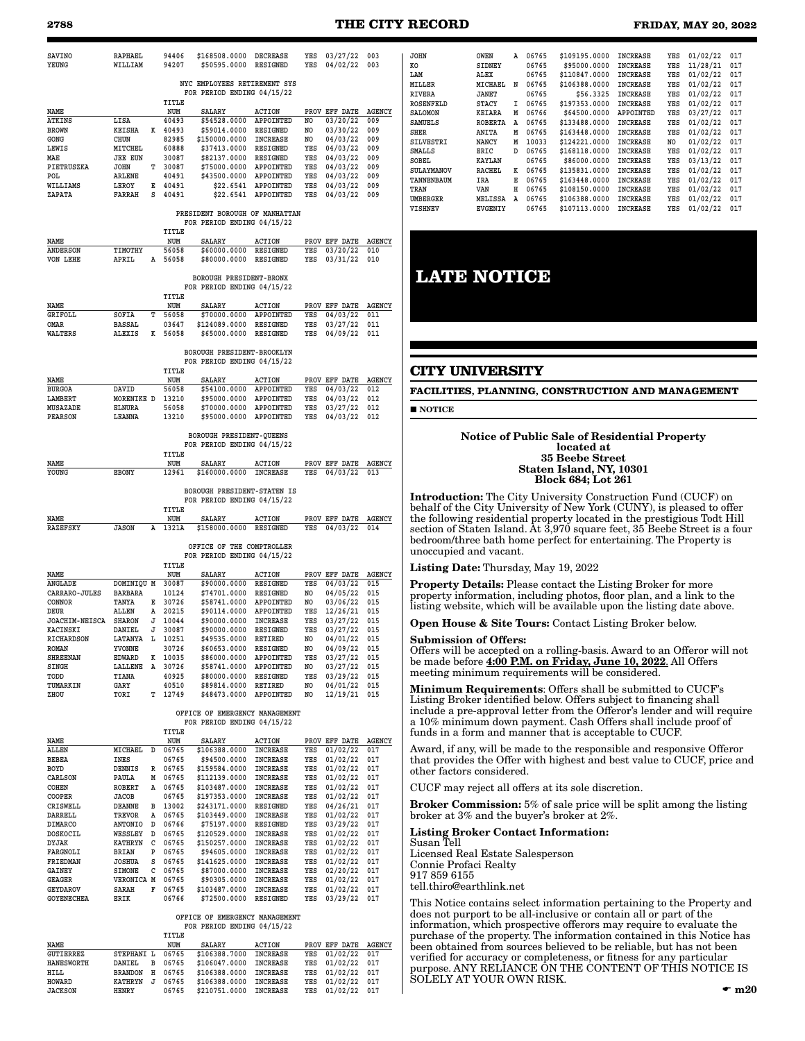| | | | | | | | | |
|---|---|---|---|---|---|---|---|---|
| SAVINO | RAPHAEL | | 94406 | $168508.0000 | DECREASE | YES | 03/27/22 | 003 |
| YEUNG | WILLIAM | | 94207 | $50595.0000 | RESIGNED | YES | 04/02/22 | 003 |

NYC EMPLOYEES RETIREMENT SYS
FOR PERIOD ENDING 04/15/22

| NAME | | | TITLE NUM | SALARY | ACTION | PROV | EFF DATE | AGENCY |
|---|---|---|---|---|---|---|---|---|
| ATKINS | LISA | | 40493 | $54528.0000 | APPOINTED | NO | 03/20/22 | 009 |
| BROWN | KEISHA | K | 40493 | $59014.0000 | RESIGNED | NO | 03/30/22 | 009 |
| GONG | CHUN | | 82985 | $150000.0000 | INCREASE | NO | 04/03/22 | 009 |
| LEWIS | MITCHEL | | 60888 | $37413.0000 | RESIGNED | YES | 04/03/22 | 009 |
| MAE | JEE EUN | | 30087 | $82137.0000 | RESIGNED | YES | 04/03/22 | 009 |
| PIETRUSZKA | JOHN | T | 30087 | $75000.0000 | APPOINTED | YES | 04/03/22 | 009 |
| POL | ARLENE | | 40493 | $43500.0000 | APPOINTED | YES | 04/03/22 | 009 |
| WILLIAMS | LEROY | E | 40491 | $22.6541 | APPOINTED | YES | 04/03/22 | 009 |
| ZAPATA | FARRAH | S | 40491 | $22.6541 | APPOINTED | YES | 04/03/22 | 009 |

PRESIDENT BOROUGH OF MANHATTAN
FOR PERIOD ENDING 04/15/22

| NAME | | | TITLE NUM | SALARY | ACTION | PROV | EFF DATE | AGENCY |
|---|---|---|---|---|---|---|---|---|
| ANDERSON | TIMOTHY | | 56058 | $60000.0000 | RESIGNED | YES | 03/20/22 | 010 |
| VON LEHE | APRIL | A | 56058 | $80000.0000 | RESIGNED | YES | 03/31/22 | 010 |

BOROUGH PRESIDENT-BRONX
FOR PERIOD ENDING 04/15/22

| NAME | | | TITLE NUM | SALARY | ACTION | PROV | EFF DATE | AGENCY |
|---|---|---|---|---|---|---|---|---|
| GRIFOLL | SOFIA | T | 56058 | $70000.0000 | APPOINTED | YES | 04/03/22 | 011 |
| OMAR | BASSAL | | 03647 | $124089.0000 | RESIGNED | YES | 03/27/22 | 011 |
| WALTERS | ALEXIS | K | 56058 | $65000.0000 | RESIGNED | YES | 04/09/22 | 011 |

BOROUGH PRESIDENT-BROOKLYN
FOR PERIOD ENDING 04/15/22

| NAME | | | TITLE NUM | SALARY | ACTION | PROV | EFF DATE | AGENCY |
|---|---|---|---|---|---|---|---|---|
| BURGOA | DAVID | | 56058 | $54100.0000 | APPOINTED | YES | 04/03/22 | 012 |
| LAMBERT | MORENIKE | D | 13210 | $95000.0000 | APPOINTED | YES | 04/03/22 | 012 |
| MUSAZADE | ELNURA | | 56058 | $70000.0000 | APPOINTED | YES | 03/27/22 | 012 |
| PEARSON | LEANNA | | 13210 | $95000.0000 | APPOINTED | YES | 04/03/22 | 012 |

BOROUGH PRESIDENT-QUEENS
FOR PERIOD ENDING 04/15/22

| NAME | | | TITLE NUM | SALARY | ACTION | PROV | EFF DATE | AGENCY |
|---|---|---|---|---|---|---|---|---|
| YOUNG | EBONY | | 12961 | $160000.0000 | INCREASE | YES | 04/03/22 | 013 |

BOROUGH PRESIDENT-STATEN IS
FOR PERIOD ENDING 04/15/22

| NAME | | | TITLE NUM | SALARY | ACTION | PROV | EFF DATE | AGENCY |
|---|---|---|---|---|---|---|---|---|
| RAZEFSKY | JASON | A | 1321A | $158000.0000 | RESIGNED | YES | 04/03/22 | 014 |

OFFICE OF THE COMPTROLLER
FOR PERIOD ENDING 04/15/22

| NAME | | | TITLE NUM | SALARY | ACTION | PROV | EFF DATE | AGENCY |
|---|---|---|---|---|---|---|---|---|
| ANGLADE | DOMINIQU | M | 30087 | $90000.0000 | RESIGNED | YES | 04/03/22 | 015 |
| CARRARO-JULES | BARBARA | | 10124 | $74701.0000 | RESIGNED | NO | 04/05/22 | 015 |
| CONNOR | TANYA | E | 30726 | $58741.0000 | APPOINTED | NO | 03/06/22 | 015 |
| DEUR | ALLEN | A | 20215 | $90114.0000 | APPOINTED | YES | 12/26/21 | 015 |
| JOACHIM-NEISCA | SHARON | J | 10044 | $90000.0000 | INCREASE | YES | 03/27/22 | 015 |
| KACINSKI | DANIEL | J | 30087 | $90000.0000 | RESIGNED | YES | 03/27/22 | 015 |
| RICHARDSON | LATANYA | L | 10251 | $49535.0000 | RETIRED | NO | 04/01/22 | 015 |
| ROMAN | YVONNE | | 30726 | $60653.0000 | RESIGNED | NO | 04/09/22 | 015 |
| SHREENAN | EDWARD | K | 10035 | $86000.0000 | APPOINTED | YES | 03/27/22 | 015 |
| SINGH | LALLENE | A | 30726 | $58741.0000 | APPOINTED | NO | 03/27/22 | 015 |
| TODD | TIANA | | 40925 | $80000.0000 | RESIGNED | YES | 03/29/22 | 015 |
| TUMARKIN | GARY | | 40510 | $89814.0000 | RETIRED | NO | 04/01/22 | 015 |
| ZHOU | TORI | T | 12749 | $48473.0000 | APPOINTED | NO | 12/19/21 | 015 |

OFFICE OF EMERGENCY MANAGEMENT
FOR PERIOD ENDING 04/15/22

| NAME | | | TITLE NUM | SALARY | ACTION | PROV | EFF DATE | AGENCY |
|---|---|---|---|---|---|---|---|---|
| ALLEN | MICHAEL | D | 06765 | $106388.0000 | INCREASE | YES | 01/02/22 | 017 |
| BEBEA | INES | | 06765 | $94500.0000 | INCREASE | YES | 01/02/22 | 017 |
| BOYD | DENNIS | R | 06765 | $159584.0000 | INCREASE | YES | 01/02/22 | 017 |
| CARLSON | PAULA | M | 06765 | $112139.0000 | INCREASE | YES | 01/02/22 | 017 |
| COHEN | ROBERT | A | 06765 | $103487.0000 | INCREASE | YES | 01/02/22 | 017 |
| COOPER | JACOB | | 06765 | $197353.0000 | INCREASE | YES | 01/02/22 | 017 |
| CRISWELL | DEANNE | B | 13002 | $243171.0000 | RESIGNED | YES | 04/26/21 | 017 |
| DARRELL | TREVOR | A | 06765 | $103449.0000 | INCREASE | YES | 01/02/22 | 017 |
| DIMARCO | ANTONIO | D | 06766 | $75197.0000 | RESIGNED | YES | 03/29/22 | 017 |
| DOSKOCIL | WESSLEY | D | 06765 | $120529.0000 | INCREASE | YES | 01/02/22 | 017 |
| DYJAK | KATHRYN | C | 06765 | $150257.0000 | INCREASE | YES | 01/02/22 | 017 |
| FARGNOLI | BRIAN | P | 06765 | $94605.0000 | INCREASE | YES | 01/02/22 | 017 |
| FRIEDMAN | JOSHUA | S | 06765 | $141625.0000 | INCREASE | YES | 01/02/22 | 017 |
| GAINEY | SIMONE | C | 06765 | $87000.0000 | INCREASE | YES | 02/20/22 | 017 |
| GEAGER | VERONICA | M | 06765 | $90305.0000 | INCREASE | YES | 01/02/22 | 017 |
| GEYDAROV | SARAH | F | 06765 | $103487.0000 | INCREASE | YES | 01/02/22 | 017 |
| GOYENECHEA | ERIK | | 06766 | $72500.0000 | RESIGNED | YES | 03/29/22 | 017 |

OFFICE OF EMERGENCY MANAGEMENT
FOR PERIOD ENDING 04/15/22

| NAME | | | TITLE NUM | SALARY | ACTION | PROV | EFF DATE | AGENCY |
|---|---|---|---|---|---|---|---|---|
| GUTIERREZ | STEPHANI | L | 06765 | $106388.7000 | INCREASE | YES | 01/02/22 | 017 |
| HANESWORTH | DANIEL | B | 06765 | $106047.0000 | INCREASE | YES | 01/02/22 | 017 |
| HILL | BRANDON | H | 06765 | $106388.0000 | INCREASE | YES | 01/02/22 | 017 |
| HOWARD | KATHRYN | J | 06765 | $106388.0000 | INCREASE | YES | 01/02/22 | 017 |
| JACKSON | HENRY | | 06765 | $210751.0000 | INCREASE | YES | 01/02/22 | 017 |
| JOHN | OWEN | A | 06765 | $109195.0000 | INCREASE | YES | 01/02/22 | 017 |
| KO | SIDNEY | | 06765 | $95000.0000 | INCREASE | YES | 11/28/21 | 017 |
| LAM | ALEX | | 06765 | $110847.0000 | INCREASE | YES | 01/02/22 | 017 |
| MILLER | MICHAEL | N | 06765 | $106388.0000 | INCREASE | YES | 01/02/22 | 017 |
| RIVERA | JANET | | 06765 | $56.3325 | INCREASE | YES | 01/02/22 | 017 |
| ROSENFELD | STACY | I | 06765 | $197353.0000 | INCREASE | YES | 01/02/22 | 017 |
| SALOMON | KEIARA | M | 06766 | $64500.0000 | APPOINTED | YES | 03/27/22 | 017 |
| SAMUELS | ROBERTA | A | 06765 | $133488.0000 | INCREASE | YES | 01/02/22 | 017 |
| SHER | ANITA | M | 06765 | $163448.0000 | INCREASE | YES | 01/02/22 | 017 |
| SILVESTRI | NANCY | M | 10033 | $124221.0000 | INCREASE | NO | 01/02/22 | 017 |
| SMALLS | ERIC | D | 06765 | $168118.0000 | INCREASE | YES | 01/02/22 | 017 |
| SOBEL | KAYLAN | | 06765 | $86000.0000 | INCREASE | YES | 03/13/22 | 017 |
| SULAYMANOV | RACHEL | K | 06765 | $135831.0000 | INCREASE | YES | 01/02/22 | 017 |
| TANNENBAUM | IRA | E | 06765 | $163448.0000 | INCREASE | YES | 01/02/22 | 017 |
| TRAN | VAN | H | 06765 | $108150.0000 | INCREASE | YES | 01/02/22 | 017 |
| UMBERGER | MELISSA | A | 06765 | $106388.0000 | INCREASE | YES | 01/02/22 | 017 |
| VISHNEV | EVGENIY | | 06765 | $107113.0000 | INCREASE | YES | 01/02/22 | 017 |

# LATE NOTICE

## CITY UNIVERSITY

### FACILITIES, PLANNING, CONSTRUCTION AND MANAGEMENT

■ **NOTICE**

**Notice of Public Sale of Residential Property located at 35 Beebe Street Staten Island, NY, 10301 Block 684; Lot 261**

**Introduction:** The City University Construction Fund (CUCF) on behalf of the City University of New York (CUNY), is pleased to offer the following residential property located in the prestigious Todt Hill section of Staten Island. At 3,970 square feet, 35 Beebe Street is a four bedroom/three bath home perfect for entertaining. The Property is unoccupied and vacant.

**Listing Date:** Thursday, May 19, 2022

**Property Details:** Please contact the Listing Broker for more property information, including photos, floor plan, and a link to the listing website, which will be available upon the listing date above.

**Open House & Site Tours:** Contact Listing Broker below.

**Submission of Offers:**
Offers will be accepted on a rolling-basis. Award to an Offeror will not be made before **4:00 P.M. on Friday, June 10, 2022**. All Offers meeting minimum requirements will be considered.

**Minimum Requirements**: Offers shall be submitted to CUCF's Listing Broker identified below. Offers subject to financing shall include a pre-approval letter from the Offeror's lender and will require a 10% minimum down payment. Cash Offers shall include proof of funds in a form and manner that is acceptable to CUCF.

Award, if any, will be made to the responsible and responsive Offeror that provides the Offer with highest and best value to CUCF, price and other factors considered.

CUCF may reject all offers at its sole discretion.

**Broker Commission:** 5% of sale price will be split among the listing broker at 3% and the buyer's broker at 2%.

**Listing Broker Contact Information:**
Susan Tell
Licensed Real Estate Salesperson
Connie Profaci Realty
917 859 6155
tell.thiro@earthlink.net

This Notice contains select information pertaining to the Property and does not purport to be all-inclusive or contain all or part of the information, which prospective offerors may require to evaluate the purchase of the property. The information contained in this Notice has been obtained from sources believed to be reliable, but has not been verified for accuracy or completeness, or fitness for any particular purpose. ANY RELIANCE ON THE CONTENT OF THIS NOTICE IS SOLELY AT YOUR OWN RISK.

☛ m20